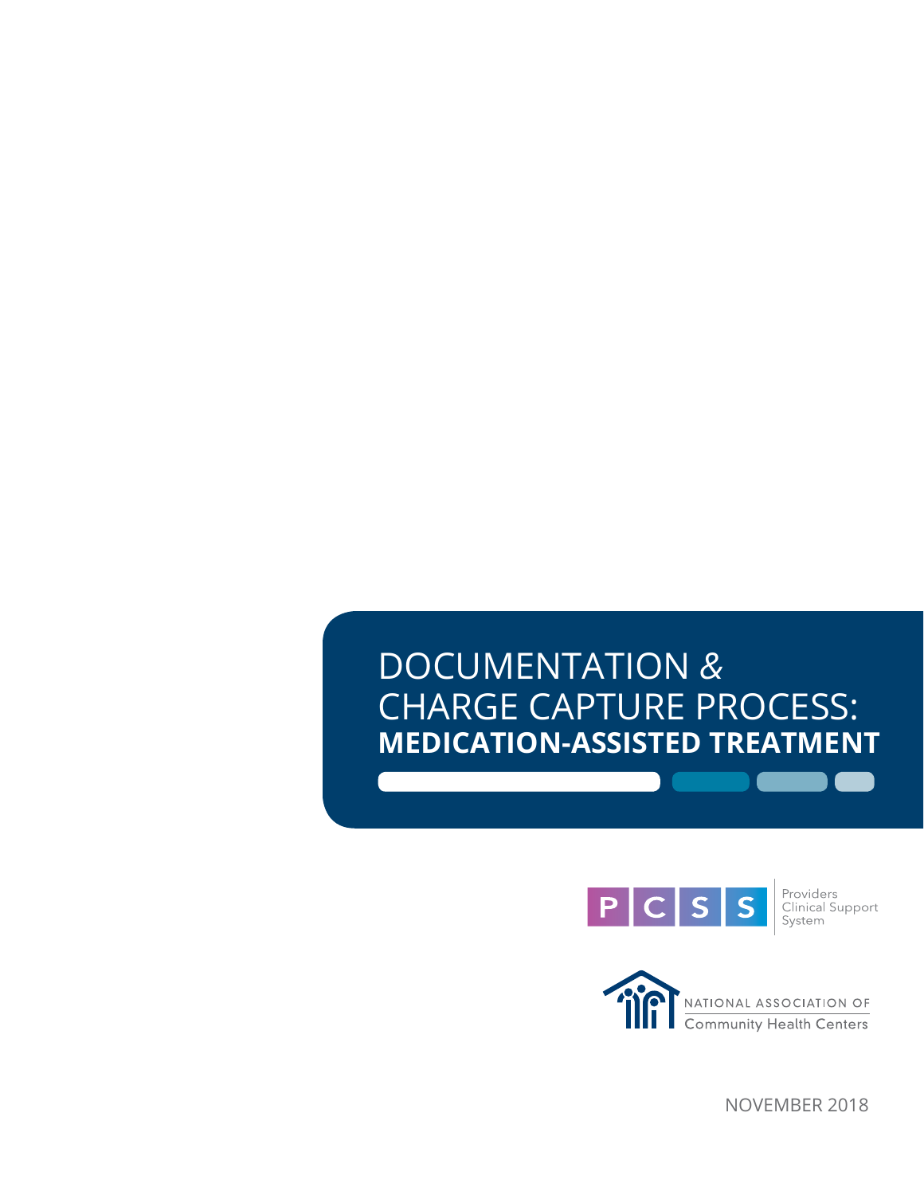# DOCUMENTATION & CHARGE CAPTURE PROCESS: **MEDICATION-ASSISTED TREATMENT**

PCSS Providers Clinical Support System

NATIONAL ASSOCIATION OF Community Health Centers

NOVEMBER 2018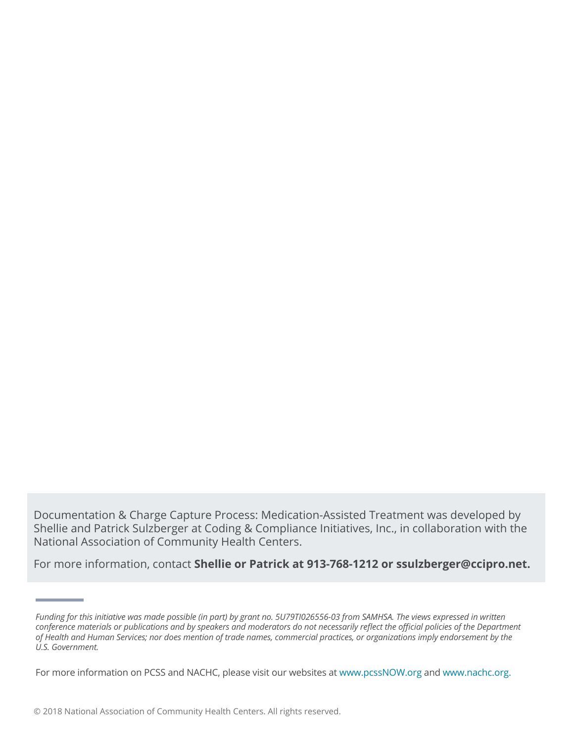Documentation & Charge Capture Process: Medication-Assisted Treatment was developed by Shellie and Patrick Sulzberger at Coding & Compliance Initiatives, Inc., in collaboration with the National Association of Community Health Centers.

For more information, contact **Shellie or Patrick at 913-768-1212 or ssulzberger@ccipro.net.**

---

*Funding for this initiative was made possible (in part) by grant no. 5U79TI026556-03 from SAMHSA. The views expressed in written conference materials or publications and by speakers and moderators do not necessarily reflect the official policies of the Department of Health and Human Services; nor does mention of trade names, commercial practices, or organizations imply endorsement by the U.S. Government.*

For more information on PCSS and NACHC, please visit our websites at www.pcssNOW.org and www.nachc.org.

© 2018 National Association of Community Health Centers. All rights reserved.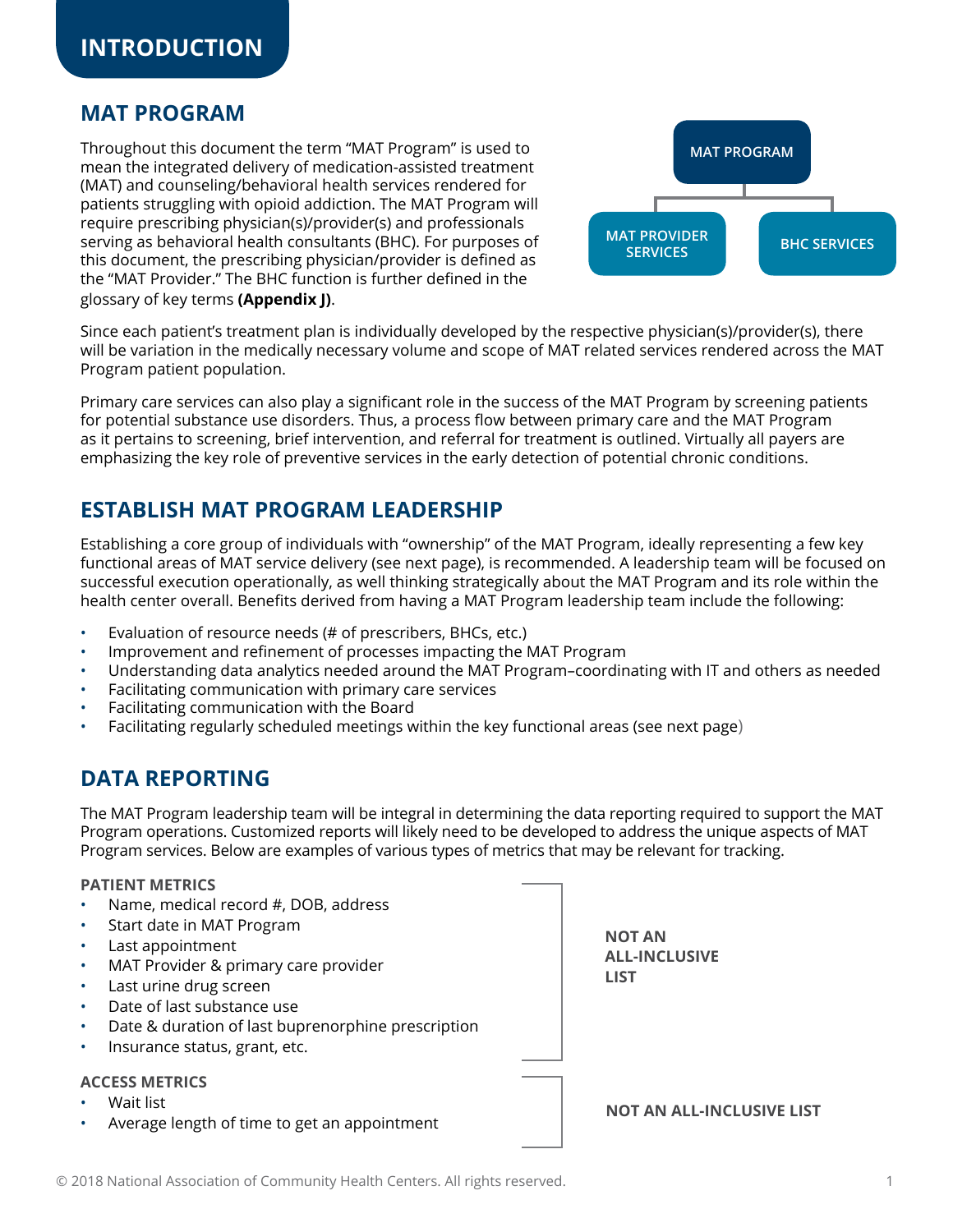# INTRODUCTION

## MAT PROGRAM

Throughout this document the term "MAT Program" is used to mean the integrated delivery of medication-assisted treatment (MAT) and counseling/behavioral health services rendered for patients struggling with opioid addiction. The MAT Program will require prescribing physician(s)/provider(s) and professionals serving as behavioral health consultants (BHC). For purposes of this document, the prescribing physician/provider is defined as the "MAT Provider." The BHC function is further defined in the glossary of key terms **(Appendix J)**.

MAT PROGRAM
- MAT PROVIDER SERVICES
- BHC SERVICES

Since each patient's treatment plan is individually developed by the respective physician(s)/provider(s), there will be variation in the medically necessary volume and scope of MAT related services rendered across the MAT Program patient population.

Primary care services can also play a significant role in the success of the MAT Program by screening patients for potential substance use disorders. Thus, a process flow between primary care and the MAT Program as it pertains to screening, brief intervention, and referral for treatment is outlined. Virtually all payers are emphasizing the key role of preventive services in the early detection of potential chronic conditions.

## ESTABLISH MAT PROGRAM LEADERSHIP

Establishing a core group of individuals with "ownership" of the MAT Program, ideally representing a few key functional areas of MAT service delivery (see next page), is recommended. A leadership team will be focused on successful execution operationally, as well thinking strategically about the MAT Program and its role within the health center overall. Benefits derived from having a MAT Program leadership team include the following:

- Evaluation of resource needs (# of prescribers, BHCs, etc.)
- Improvement and refinement of processes impacting the MAT Program
- Understanding data analytics needed around the MAT Program–coordinating with IT and others as needed
- Facilitating communication with primary care services
- Facilitating communication with the Board
- Facilitating regularly scheduled meetings within the key functional areas (see next page)

## DATA REPORTING

The MAT Program leadership team will be integral in determining the data reporting required to support the MAT Program operations. Customized reports will likely need to be developed to address the unique aspects of MAT Program services. Below are examples of various types of metrics that may be relevant for tracking.

**PATIENT METRICS**

- Name, medical record #, DOB, address
- Start date in MAT Program
- Last appointment
- MAT Provider & primary care provider
- Last urine drug screen
- Date of last substance use
- Date & duration of last buprenorphine prescription
- Insurance status, grant, etc.

**NOT AN ALL-INCLUSIVE LIST**

**ACCESS METRICS**

- Wait list
- Average length of time to get an appointment

**NOT AN ALL-INCLUSIVE LIST**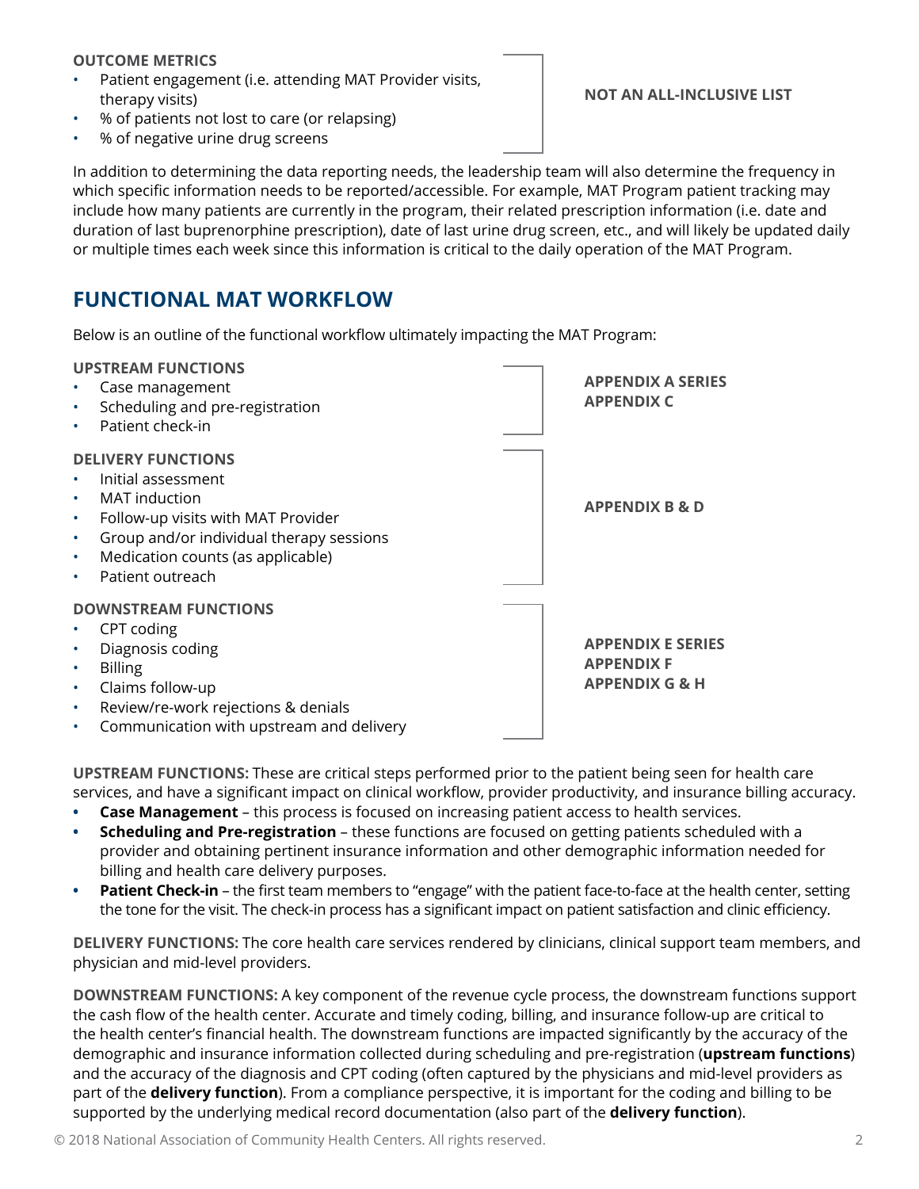**OUTCOME METRICS**

- Patient engagement (i.e. attending MAT Provider visits, therapy visits)
- % of patients not lost to care (or relapsing)
- % of negative urine drug screens

**NOT AN ALL-INCLUSIVE LIST**

In addition to determining the data reporting needs, the leadership team will also determine the frequency in which specific information needs to be reported/accessible. For example, MAT Program patient tracking may include how many patients are currently in the program, their related prescription information (i.e. date and duration of last buprenorphine prescription), date of last urine drug screen, etc., and will likely be updated daily or multiple times each week since this information is critical to the daily operation of the MAT Program.

## FUNCTIONAL MAT WORKFLOW

Below is an outline of the functional workflow ultimately impacting the MAT Program:

**UPSTREAM FUNCTIONS**

- Case management
- Scheduling and pre-registration
- Patient check-in

**APPENDIX A SERIES**
**APPENDIX C**

**DELIVERY FUNCTIONS**

- Initial assessment
- MAT induction
- Follow-up visits with MAT Provider
- Group and/or individual therapy sessions
- Medication counts (as applicable)
- Patient outreach

**APPENDIX B & D**

**DOWNSTREAM FUNCTIONS**

- CPT coding
- Diagnosis coding
- Billing
- Claims follow-up
- Review/re-work rejections & denials
- Communication with upstream and delivery

**APPENDIX E SERIES**
**APPENDIX F**
**APPENDIX G & H**

**UPSTREAM FUNCTIONS:** These are critical steps performed prior to the patient being seen for health care services, and have a significant impact on clinical workflow, provider productivity, and insurance billing accuracy.

- **Case Management** – this process is focused on increasing patient access to health services.
- **Scheduling and Pre-registration** – these functions are focused on getting patients scheduled with a provider and obtaining pertinent insurance information and other demographic information needed for billing and health care delivery purposes.
- **Patient Check-in** – the first team members to "engage" with the patient face-to-face at the health center, setting the tone for the visit. The check-in process has a significant impact on patient satisfaction and clinic efficiency.

**DELIVERY FUNCTIONS:** The core health care services rendered by clinicians, clinical support team members, and physician and mid-level providers.

**DOWNSTREAM FUNCTIONS:** A key component of the revenue cycle process, the downstream functions support the cash flow of the health center. Accurate and timely coding, billing, and insurance follow-up are critical to the health center's financial health. The downstream functions are impacted significantly by the accuracy of the demographic and insurance information collected during scheduling and pre-registration (**upstream functions**) and the accuracy of the diagnosis and CPT coding (often captured by the physicians and mid-level providers as part of the **delivery function**). From a compliance perspective, it is important for the coding and billing to be supported by the underlying medical record documentation (also part of the **delivery function**).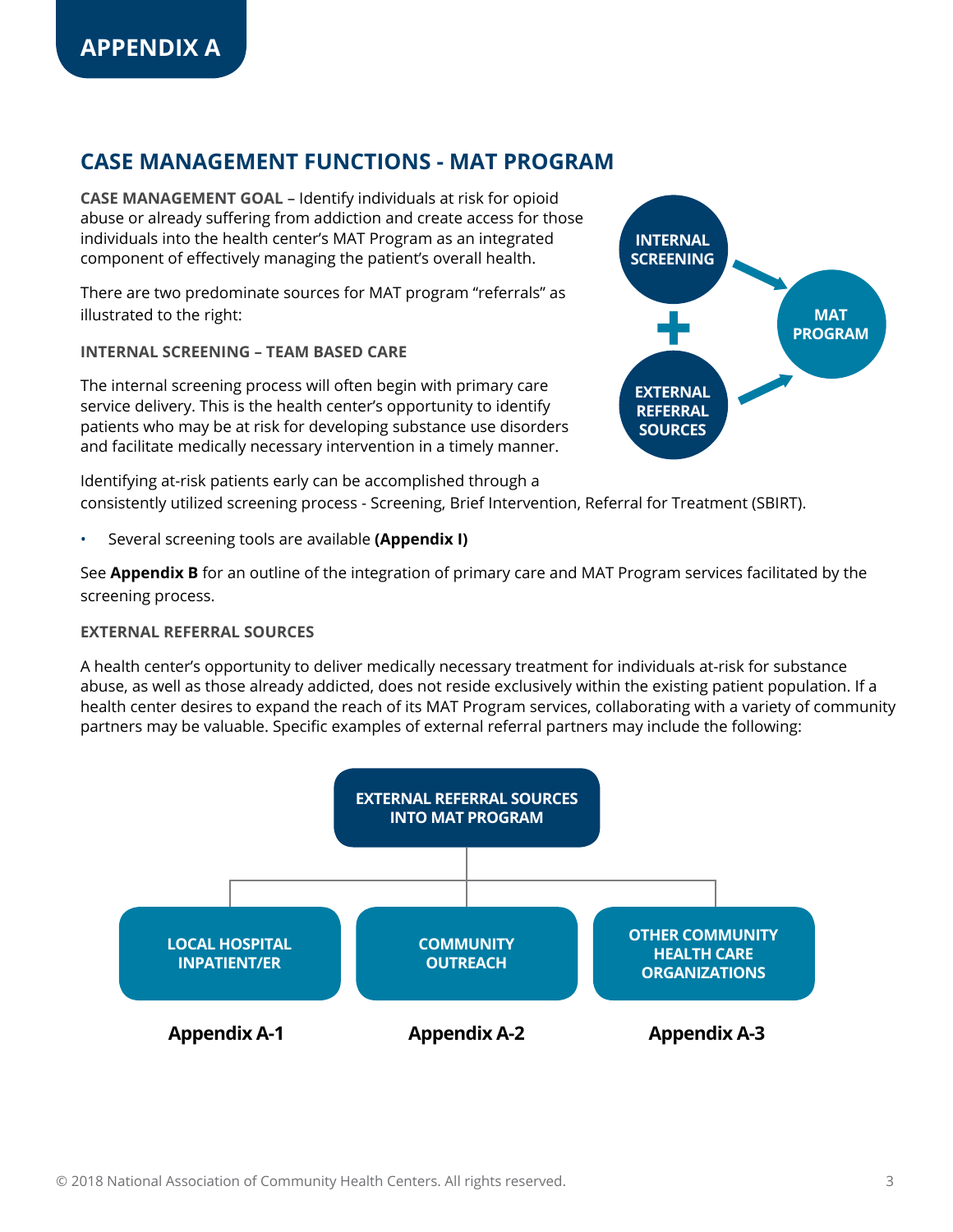# APPENDIX A

## CASE MANAGEMENT FUNCTIONS - MAT PROGRAM

**CASE MANAGEMENT GOAL** – Identify individuals at risk for opioid abuse or already suffering from addiction and create access for those individuals into the health center's MAT Program as an integrated component of effectively managing the patient's overall health.

There are two predominate sources for MAT program "referrals" as illustrated to the right:

INTERNAL SCREENING + EXTERNAL REFERRAL SOURCES → MAT PROGRAM

### INTERNAL SCREENING – TEAM BASED CARE

The internal screening process will often begin with primary care service delivery. This is the health center's opportunity to identify patients who may be at risk for developing substance use disorders and facilitate medically necessary intervention in a timely manner.

Identifying at-risk patients early can be accomplished through a consistently utilized screening process - Screening, Brief Intervention, Referral for Treatment (SBIRT).

- Several screening tools are available **(Appendix I)**

See **Appendix B** for an outline of the integration of primary care and MAT Program services facilitated by the screening process.

### EXTERNAL REFERRAL SOURCES

A health center's opportunity to deliver medically necessary treatment for individuals at-risk for substance abuse, as well as those already addicted, does not reside exclusively within the existing patient population. If a health center desires to expand the reach of its MAT Program services, collaborating with a variety of community partners may be valuable. Specific examples of external referral partners may include the following:

**EXTERNAL REFERRAL SOURCES INTO MAT PROGRAM**

- LOCAL HOSPITAL INPATIENT/ER — **Appendix A-1**
- COMMUNITY OUTREACH — **Appendix A-2**
- OTHER COMMUNITY HEALTH CARE ORGANIZATIONS — **Appendix A-3**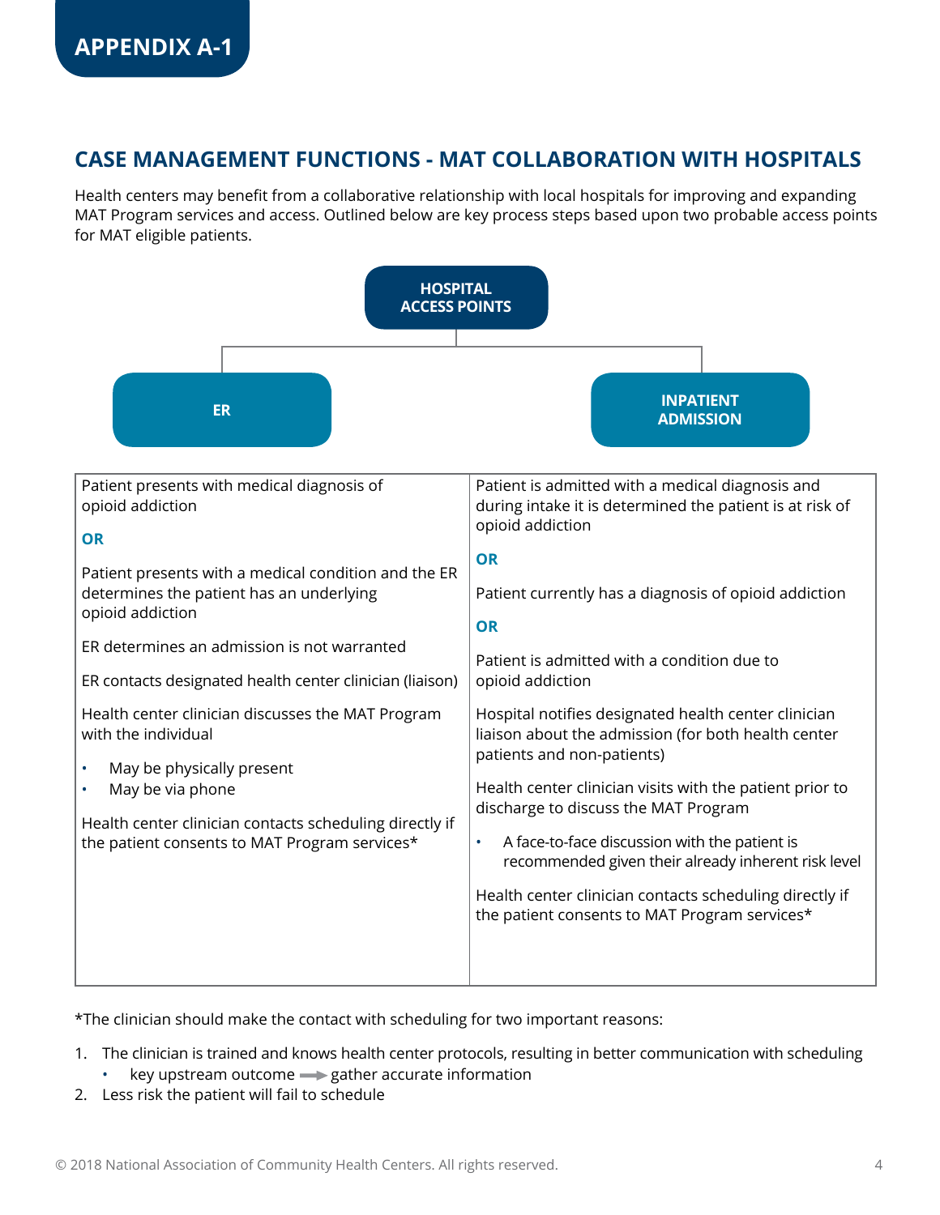## APPENDIX A-1

## CASE MANAGEMENT FUNCTIONS - MAT COLLABORATION WITH HOSPITALS

Health centers may benefit from a collaborative relationship with local hospitals for improving and expanding MAT Program services and access. Outlined below are key process steps based upon two probable access points for MAT eligible patients.

**HOSPITAL ACCESS POINTS**

| ER | INPATIENT ADMISSION |
|---|---|
| Patient presents with medical diagnosis of opioid addiction<br><br>**OR**<br><br>Patient presents with a medical condition and the ER determines the patient has an underlying opioid addiction<br><br>ER determines an admission is not warranted<br><br>ER contacts designated health center clinician (liaison)<br><br>Health center clinician discusses the MAT Program with the individual<br>• May be physically present<br>• May be via phone<br><br>Health center clinician contacts scheduling directly if the patient consents to MAT Program services* | Patient is admitted with a medical diagnosis and during intake it is determined the patient is at risk of opioid addiction<br><br>**OR**<br><br>Patient currently has a diagnosis of opioid addiction<br><br>**OR**<br><br>Patient is admitted with a condition due to opioid addiction<br><br>Hospital notifies designated health center clinician liaison about the admission (for both health center patients and non-patients)<br><br>Health center clinician visits with the patient prior to discharge to discuss the MAT Program<br>• A face-to-face discussion with the patient is recommended given their already inherent risk level<br><br>Health center clinician contacts scheduling directly if the patient consents to MAT Program services* |

*The clinician should make the contact with scheduling for two important reasons:

1. The clinician is trained and knows health center protocols, resulting in better communication with scheduling
   - key upstream outcome → gather accurate information
2. Less risk the patient will fail to schedule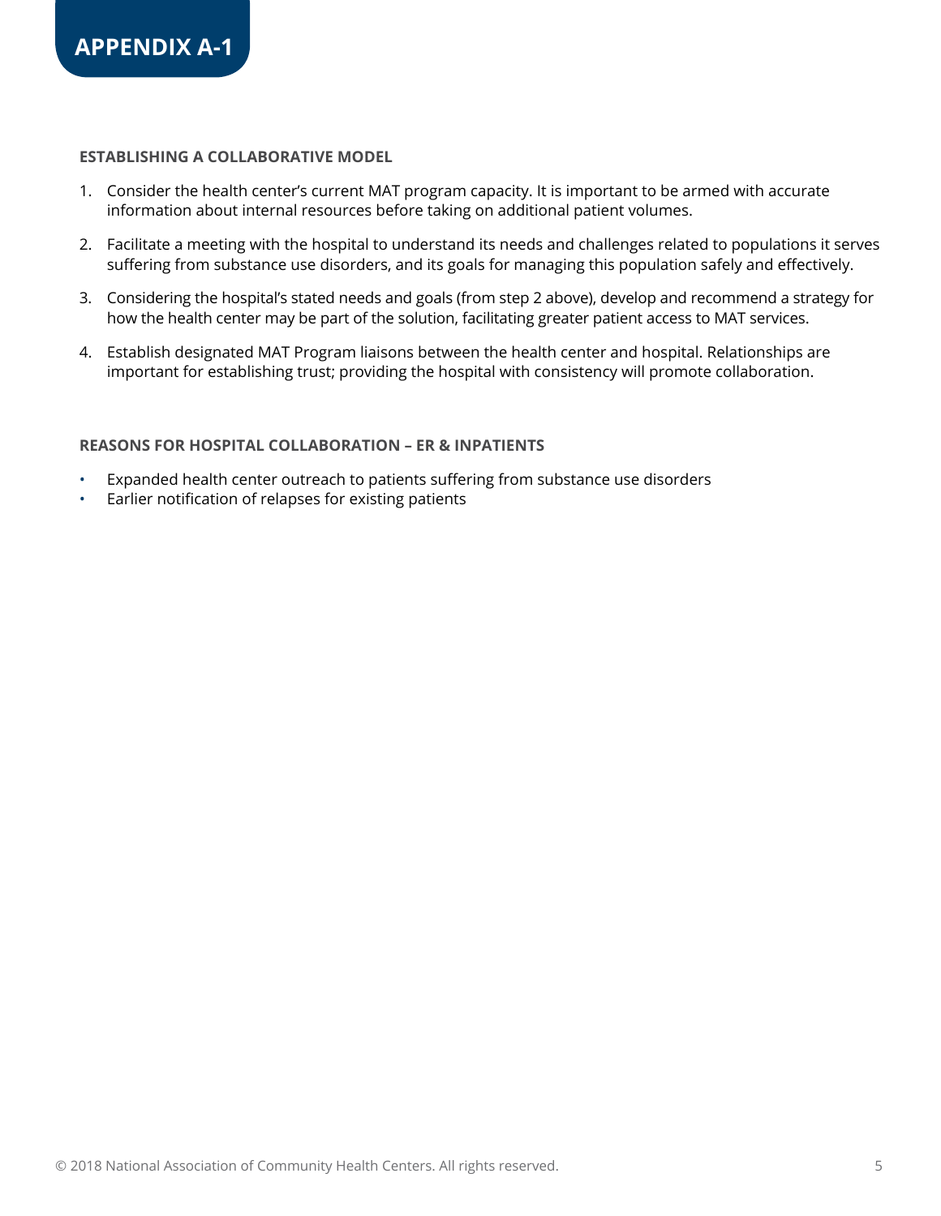# APPENDIX A-1

### ESTABLISHING A COLLABORATIVE MODEL

1. Consider the health center's current MAT program capacity. It is important to be armed with accurate information about internal resources before taking on additional patient volumes.
2. Facilitate a meeting with the hospital to understand its needs and challenges related to populations it serves suffering from substance use disorders, and its goals for managing this population safely and effectively.
3. Considering the hospital's stated needs and goals (from step 2 above), develop and recommend a strategy for how the health center may be part of the solution, facilitating greater patient access to MAT services.
4. Establish designated MAT Program liaisons between the health center and hospital. Relationships are important for establishing trust; providing the hospital with consistency will promote collaboration.

### REASONS FOR HOSPITAL COLLABORATION – ER & INPATIENTS

- Expanded health center outreach to patients suffering from substance use disorders
- Earlier notification of relapses for existing patients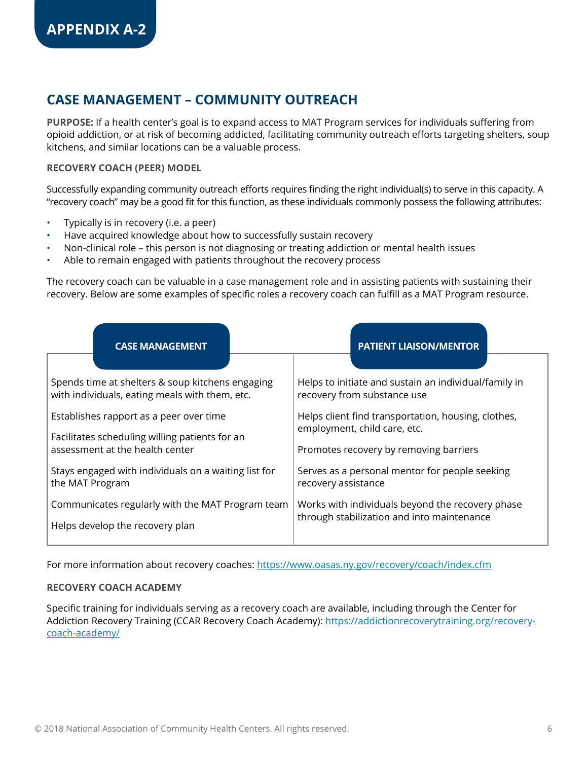# APPENDIX A-2

## CASE MANAGEMENT – COMMUNITY OUTREACH

**PURPOSE:** If a health center's goal is to expand access to MAT Program services for individuals suffering from opioid addiction, or at risk of becoming addicted, facilitating community outreach efforts targeting shelters, soup kitchens, and similar locations can be a valuable process.

### RECOVERY COACH (PEER) MODEL

Successfully expanding community outreach efforts requires finding the right individual(s) to serve in this capacity. A "recovery coach" may be a good fit for this function, as these individuals commonly possess the following attributes:

- Typically is in recovery (i.e. a peer)
- Have acquired knowledge about how to successfully sustain recovery
- Non-clinical role – this person is not diagnosing or treating addiction or mental health issues
- Able to remain engaged with patients throughout the recovery process

The recovery coach can be valuable in a case management role and in assisting patients with sustaining their recovery. Below are some examples of specific roles a recovery coach can fulfill as a MAT Program resource.

| CASE MANAGEMENT | PATIENT LIAISON/MENTOR |
|---|---|
| Spends time at shelters & soup kitchens engaging with individuals, eating meals with them, etc. | Helps to initiate and sustain an individual/family in recovery from substance use |
| Establishes rapport as a peer over time | Helps client find transportation, housing, clothes, employment, child care, etc. |
| Facilitates scheduling willing patients for an assessment at the health center | Promotes recovery by removing barriers |
| Stays engaged with individuals on a waiting list for the MAT Program | Serves as a personal mentor for people seeking recovery assistance |
| Communicates regularly with the MAT Program team | Works with individuals beyond the recovery phase through stabilization and into maintenance |
| Helps develop the recovery plan | |

For more information about recovery coaches: https://www.oasas.ny.gov/recovery/coach/index.cfm

### RECOVERY COACH ACADEMY

Specific training for individuals serving as a recovery coach are available, including through the Center for Addiction Recovery Training (CCAR Recovery Coach Academy): https://addictionrecoverytraining.org/recovery-coach-academy/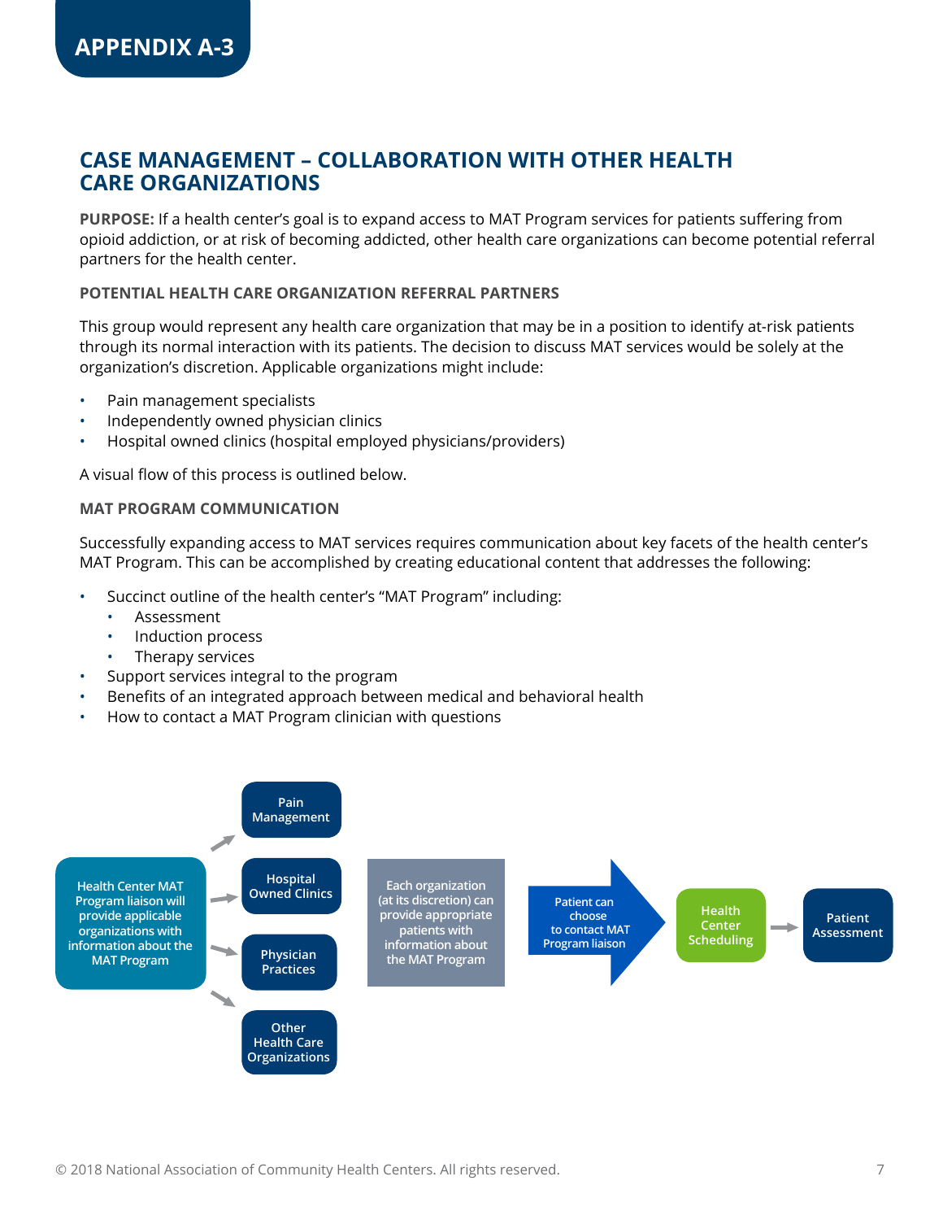# APPENDIX A-3

## CASE MANAGEMENT – COLLABORATION WITH OTHER HEALTH CARE ORGANIZATIONS

**PURPOSE:** If a health center's goal is to expand access to MAT Program services for patients suffering from opioid addiction, or at risk of becoming addicted, other health care organizations can become potential referral partners for the health center.

### POTENTIAL HEALTH CARE ORGANIZATION REFERRAL PARTNERS

This group would represent any health care organization that may be in a position to identify at-risk patients through its normal interaction with its patients. The decision to discuss MAT services would be solely at the organization's discretion. Applicable organizations might include:

- Pain management specialists
- Independently owned physician clinics
- Hospital owned clinics (hospital employed physicians/providers)

A visual flow of this process is outlined below.

### MAT PROGRAM COMMUNICATION

Successfully expanding access to MAT services requires communication about key facets of the health center's MAT Program. This can be accomplished by creating educational content that addresses the following:

- Succinct outline of the health center's "MAT Program" including:
  - Assessment
  - Induction process
  - Therapy services
- Support services integral to the program
- Benefits of an integrated approach between medical and behavioral health
- How to contact a MAT Program clinician with questions

Health Center MAT Program liaison will provide applicable organizations with information about the MAT Program → Pain Management / Hospital Owned Clinics / Physician Practices / Other Health Care Organizations

Each organization (at its discretion) can provide appropriate patients with information about the MAT Program

Patient can choose to contact MAT Program liaison → Health Center Scheduling → Patient Assessment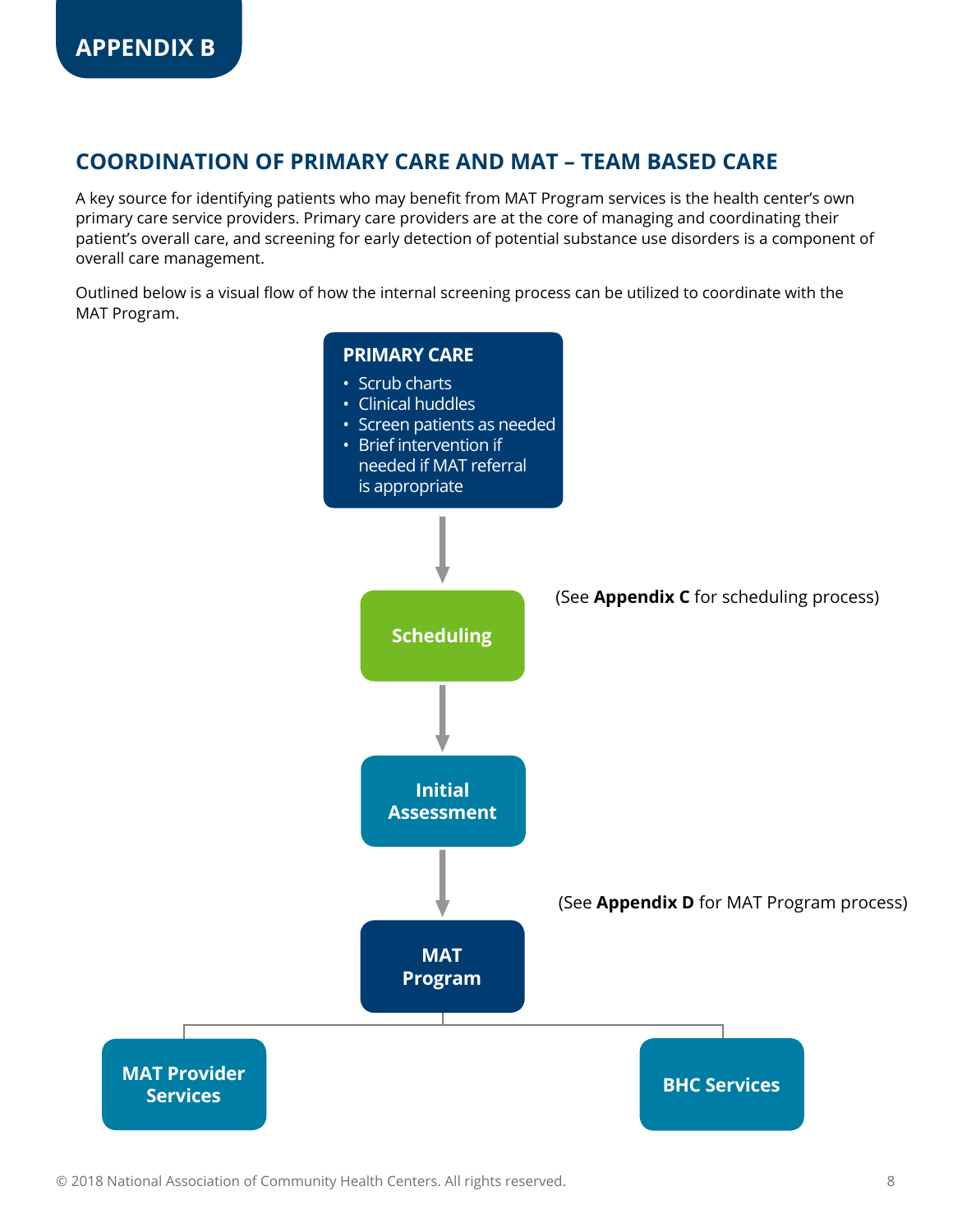# APPENDIX B

## COORDINATION OF PRIMARY CARE AND MAT – TEAM BASED CARE

A key source for identifying patients who may benefit from MAT Program services is the health center's own primary care service providers. Primary care providers are at the core of managing and coordinating their patient's overall care, and screening for early detection of potential substance use disorders is a component of overall care management.

Outlined below is a visual flow of how the internal screening process can be utilized to coordinate with the MAT Program.

**PRIMARY CARE**

- Scrub charts
- Clinical huddles
- Screen patients as needed
- Brief intervention if needed if MAT referral is appropriate

↓

**Scheduling**

(See **Appendix C** for scheduling process)

↓

**Initial Assessment**

↓

(See **Appendix D** for MAT Program process)

**MAT Program**

- **MAT Provider Services**
- **BHC Services**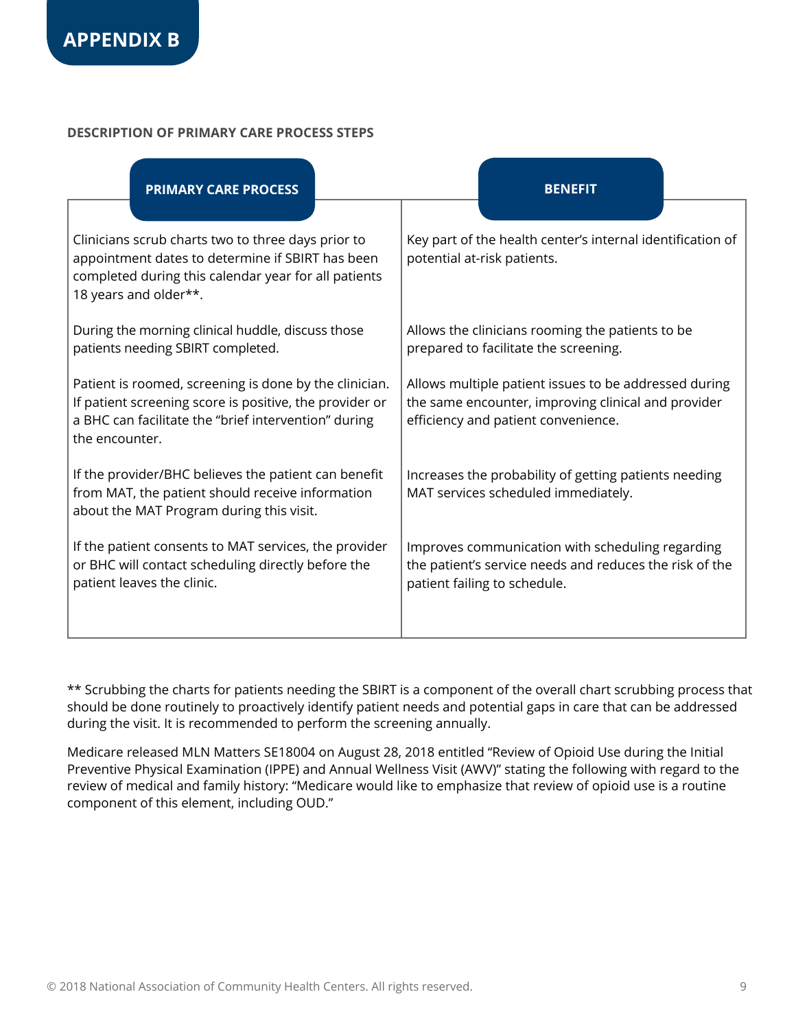# APPENDIX B

**DESCRIPTION OF PRIMARY CARE PROCESS STEPS**

| PRIMARY CARE PROCESS | BENEFIT |
| --- | --- |
| Clinicians scrub charts two to three days prior to appointment dates to determine if SBIRT has been completed during this calendar year for all patients 18 years and older**. | Key part of the health center's internal identification of potential at-risk patients. |
| During the morning clinical huddle, discuss those patients needing SBIRT completed. | Allows the clinicians rooming the patients to be prepared to facilitate the screening. |
| Patient is roomed, screening is done by the clinician. If patient screening score is positive, the provider or a BHC can facilitate the "brief intervention" during the encounter. | Allows multiple patient issues to be addressed during the same encounter, improving clinical and provider efficiency and patient convenience. |
| If the provider/BHC believes the patient can benefit from MAT, the patient should receive information about the MAT Program during this visit. | Increases the probability of getting patients needing MAT services scheduled immediately. |
| If the patient consents to MAT services, the provider or BHC will contact scheduling directly before the patient leaves the clinic. | Improves communication with scheduling regarding the patient's service needs and reduces the risk of the patient failing to schedule. |

** Scrubbing the charts for patients needing the SBIRT is a component of the overall chart scrubbing process that should be done routinely to proactively identify patient needs and potential gaps in care that can be addressed during the visit. It is recommended to perform the screening annually.

Medicare released MLN Matters SE18004 on August 28, 2018 entitled "Review of Opioid Use during the Initial Preventive Physical Examination (IPPE) and Annual Wellness Visit (AWV)" stating the following with regard to the review of medical and family history: "Medicare would like to emphasize that review of opioid use is a routine component of this element, including OUD."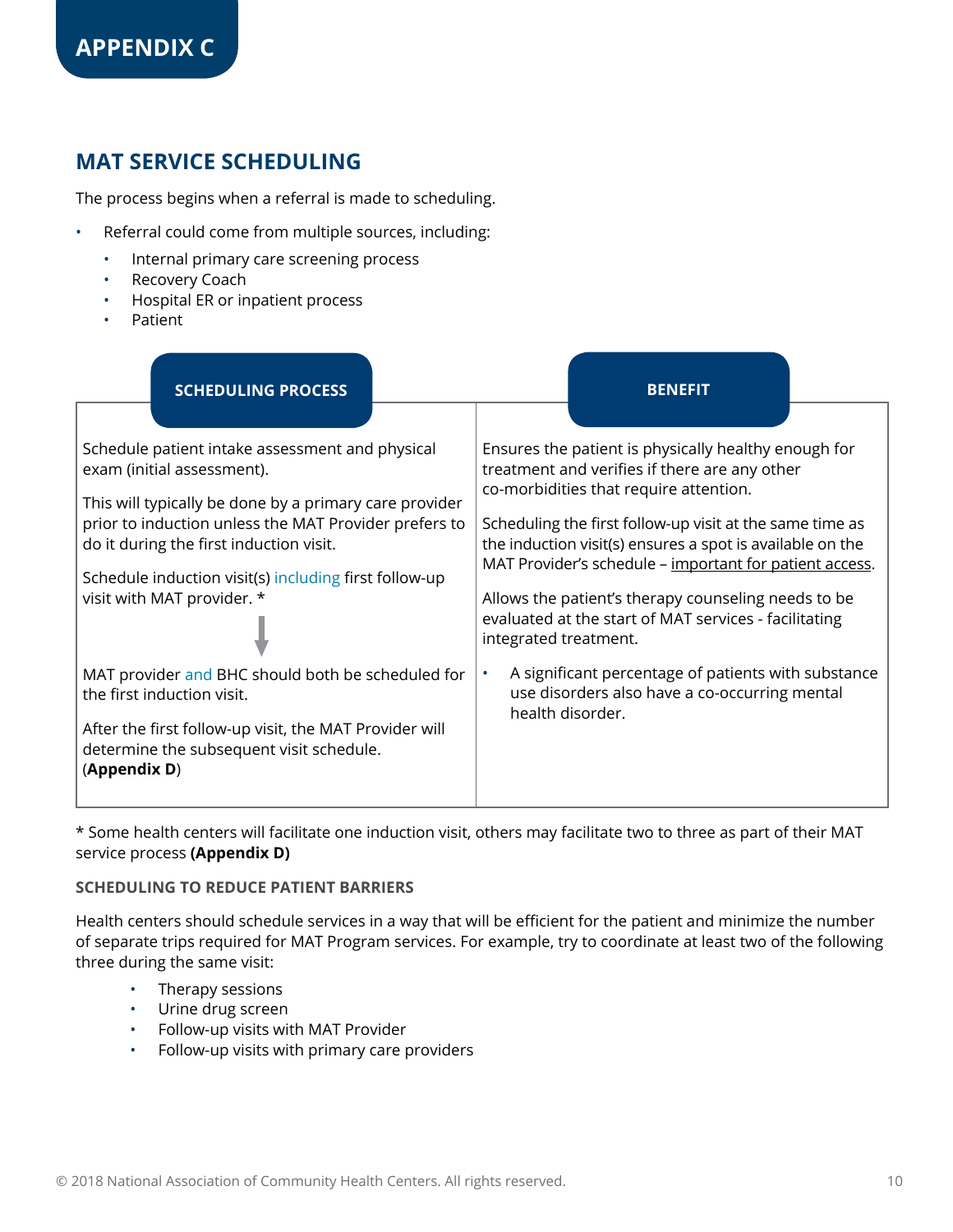# APPENDIX C

## MAT SERVICE SCHEDULING

The process begins when a referral is made to scheduling.

- Referral could come from multiple sources, including:
  - Internal primary care screening process
  - Recovery Coach
  - Hospital ER or inpatient process
  - Patient

| SCHEDULING PROCESS | BENEFIT |
|---|---|
| Schedule patient intake assessment and physical exam (initial assessment).<br><br>This will typically be done by a primary care provider prior to induction unless the MAT Provider prefers to do it during the first induction visit. | Ensures the patient is physically healthy enough for treatment and verifies if there are any other co-morbidities that require attention. |
| Schedule induction visit(s) including first follow-up visit with MAT provider. *<br><br>↓ | Scheduling the first follow-up visit at the same time as the induction visit(s) ensures a spot is available on the MAT Provider's schedule – important for patient access. |
| MAT provider and BHC should both be scheduled for the first induction visit.<br><br>After the first follow-up visit, the MAT Provider will determine the subsequent visit schedule. (**Appendix D**) | Allows the patient's therapy counseling needs to be evaluated at the start of MAT services - facilitating integrated treatment.<br><br>• A significant percentage of patients with substance use disorders also have a co-occurring mental health disorder. |

* Some health centers will facilitate one induction visit, others may facilitate two to three as part of their MAT service process **(Appendix D)**

#### SCHEDULING TO REDUCE PATIENT BARRIERS

Health centers should schedule services in a way that will be efficient for the patient and minimize the number of separate trips required for MAT Program services. For example, try to coordinate at least two of the following three during the same visit:

- Therapy sessions
- Urine drug screen
- Follow-up visits with MAT Provider
- Follow-up visits with primary care providers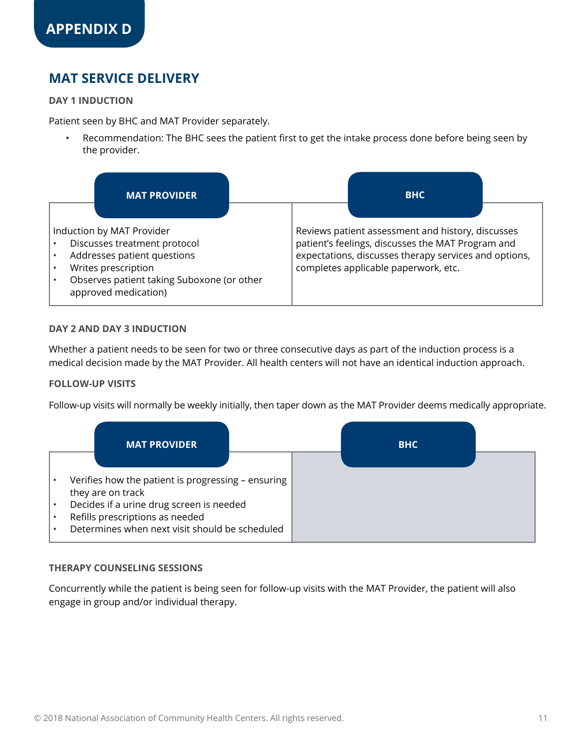# APPENDIX D

## MAT SERVICE DELIVERY

### DAY 1 INDUCTION

Patient seen by BHC and MAT Provider separately.

- Recommendation: The BHC sees the patient first to get the intake process done before being seen by the provider.

| MAT PROVIDER | BHC |
| --- | --- |
| Induction by MAT Provider<br>• Discusses treatment protocol<br>• Addresses patient questions<br>• Writes prescription<br>• Observes patient taking Suboxone (or other approved medication) | Reviews patient assessment and history, discusses patient's feelings, discusses the MAT Program and expectations, discusses therapy services and options, completes applicable paperwork, etc. |

### DAY 2 AND DAY 3 INDUCTION

Whether a patient needs to be seen for two or three consecutive days as part of the induction process is a medical decision made by the MAT Provider. All health centers will not have an identical induction approach.

### FOLLOW-UP VISITS

Follow-up visits will normally be weekly initially, then taper down as the MAT Provider deems medically appropriate.

| MAT PROVIDER | BHC |
| --- | --- |
| • Verifies how the patient is progressing – ensuring they are on track<br>• Decides if a urine drug screen is needed<br>• Refills prescriptions as needed<br>• Determines when next visit should be scheduled | |

### THERAPY COUNSELING SESSIONS

Concurrently while the patient is being seen for follow-up visits with the MAT Provider, the patient will also engage in group and/or individual therapy.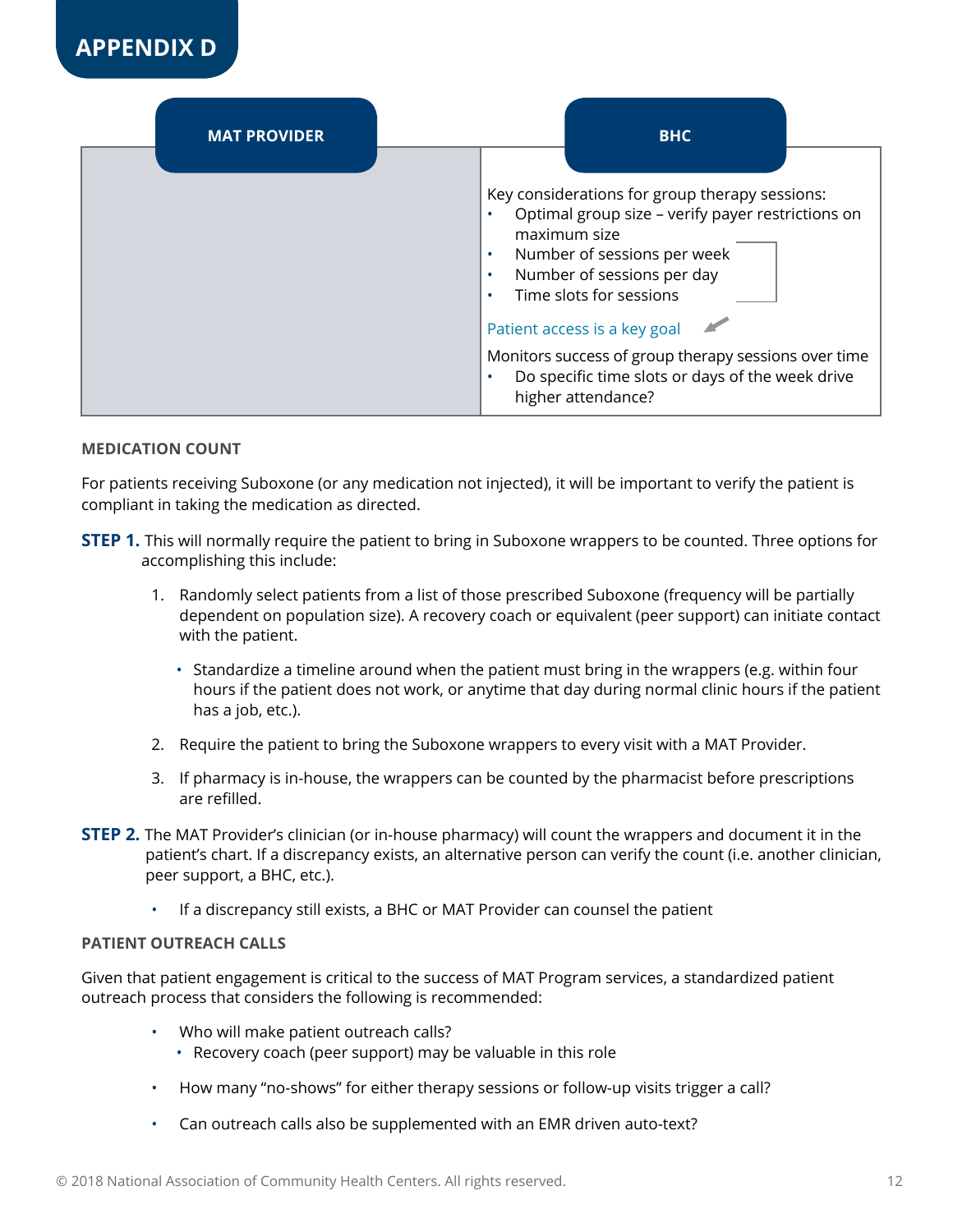# APPENDIX D

| MAT PROVIDER | BHC |
|---|---|
| | Key considerations for group therapy sessions:<br>• Optimal group size – verify payer restrictions on maximum size<br>• Number of sessions per week<br>• Number of sessions per day<br>• Time slots for sessions<br><br>Patient access is a key goal<br><br>Monitors success of group therapy sessions over time<br>• Do specific time slots or days of the week drive higher attendance? |

**MEDICATION COUNT**

For patients receiving Suboxone (or any medication not injected), it will be important to verify the patient is compliant in taking the medication as directed.

**STEP 1.** This will normally require the patient to bring in Suboxone wrappers to be counted. Three options for accomplishing this include:

1. Randomly select patients from a list of those prescribed Suboxone (frequency will be partially dependent on population size). A recovery coach or equivalent (peer support) can initiate contact with the patient.
   - Standardize a timeline around when the patient must bring in the wrappers (e.g. within four hours if the patient does not work, or anytime that day during normal clinic hours if the patient has a job, etc.).
2. Require the patient to bring the Suboxone wrappers to every visit with a MAT Provider.
3. If pharmacy is in-house, the wrappers can be counted by the pharmacist before prescriptions are refilled.

**STEP 2.** The MAT Provider's clinician (or in-house pharmacy) will count the wrappers and document it in the patient's chart. If a discrepancy exists, an alternative person can verify the count (i.e. another clinician, peer support, a BHC, etc.).

- If a discrepancy still exists, a BHC or MAT Provider can counsel the patient

**PATIENT OUTREACH CALLS**

Given that patient engagement is critical to the success of MAT Program services, a standardized patient outreach process that considers the following is recommended:

- Who will make patient outreach calls?
  - Recovery coach (peer support) may be valuable in this role
- How many "no-shows" for either therapy sessions or follow-up visits trigger a call?
- Can outreach calls also be supplemented with an EMR driven auto-text?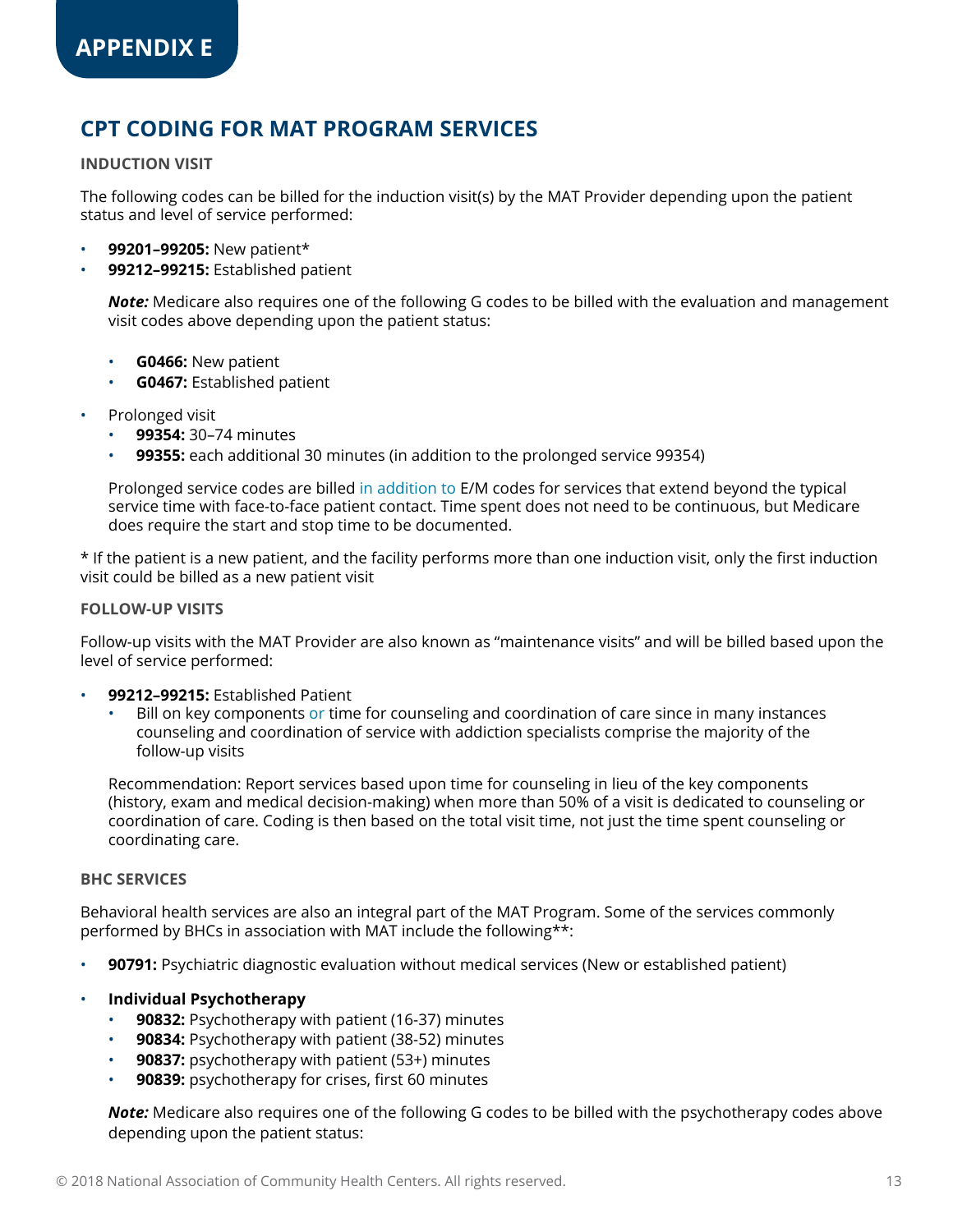# APPENDIX E

## CPT CODING FOR MAT PROGRAM SERVICES

### INDUCTION VISIT

The following codes can be billed for the induction visit(s) by the MAT Provider depending upon the patient status and level of service performed:

- **99201–99205:** New patient*
- **99212–99215:** Established patient

  ***Note:*** Medicare also requires one of the following G codes to be billed with the evaluation and management visit codes above depending upon the patient status:

  - **G0466:** New patient
  - **G0467:** Established patient

- Prolonged visit
  - **99354:** 30–74 minutes
  - **99355:** each additional 30 minutes (in addition to the prolonged service 99354)

  Prolonged service codes are billed in addition to E/M codes for services that extend beyond the typical service time with face-to-face patient contact. Time spent does not need to be continuous, but Medicare does require the start and stop time to be documented.

* If the patient is a new patient, and the facility performs more than one induction visit, only the first induction visit could be billed as a new patient visit

### FOLLOW-UP VISITS

Follow-up visits with the MAT Provider are also known as "maintenance visits" and will be billed based upon the level of service performed:

- **99212–99215:** Established Patient
  - Bill on key components or time for counseling and coordination of care since in many instances counseling and coordination of service with addiction specialists comprise the majority of the follow-up visits

  Recommendation: Report services based upon time for counseling in lieu of the key components (history, exam and medical decision-making) when more than 50% of a visit is dedicated to counseling or coordination of care. Coding is then based on the total visit time, not just the time spent counseling or coordinating care.

### BHC SERVICES

Behavioral health services are also an integral part of the MAT Program. Some of the services commonly performed by BHCs in association with MAT include the following**:

- **90791:** Psychiatric diagnostic evaluation without medical services (New or established patient)

- **Individual Psychotherapy**
  - **90832:** Psychotherapy with patient (16-37) minutes
  - **90834:** Psychotherapy with patient (38-52) minutes
  - **90837:** psychotherapy with patient (53+) minutes
  - **90839:** psychotherapy for crises, first 60 minutes

  ***Note:*** Medicare also requires one of the following G codes to be billed with the psychotherapy codes above depending upon the patient status: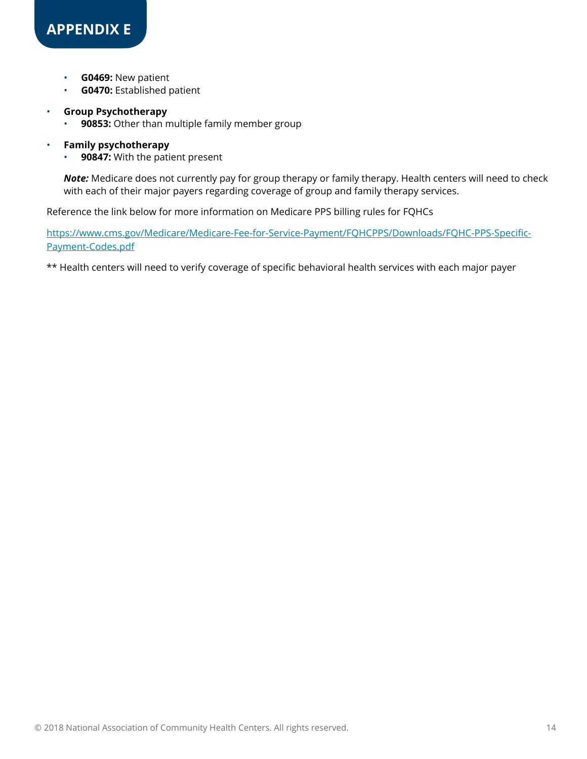## APPENDIX E

- **G0469:** New patient
- **G0470:** Established patient

- **Group Psychotherapy**
  - **90853:** Other than multiple family member group

- **Family psychotherapy**
  - **90847:** With the patient present

  ***Note:*** Medicare does not currently pay for group therapy or family therapy. Health centers will need to check with each of their major payers regarding coverage of group and family therapy services.

Reference the link below for more information on Medicare PPS billing rules for FQHCs

[https://www.cms.gov/Medicare/Medicare-Fee-for-Service-Payment/FQHCPPS/Downloads/FQHC-PPS-Specific-Payment-Codes.pdf](https://www.cms.gov/Medicare/Medicare-Fee-for-Service-Payment/FQHCPPS/Downloads/FQHC-PPS-Specific-Payment-Codes.pdf)

** Health centers will need to verify coverage of specific behavioral health services with each major payer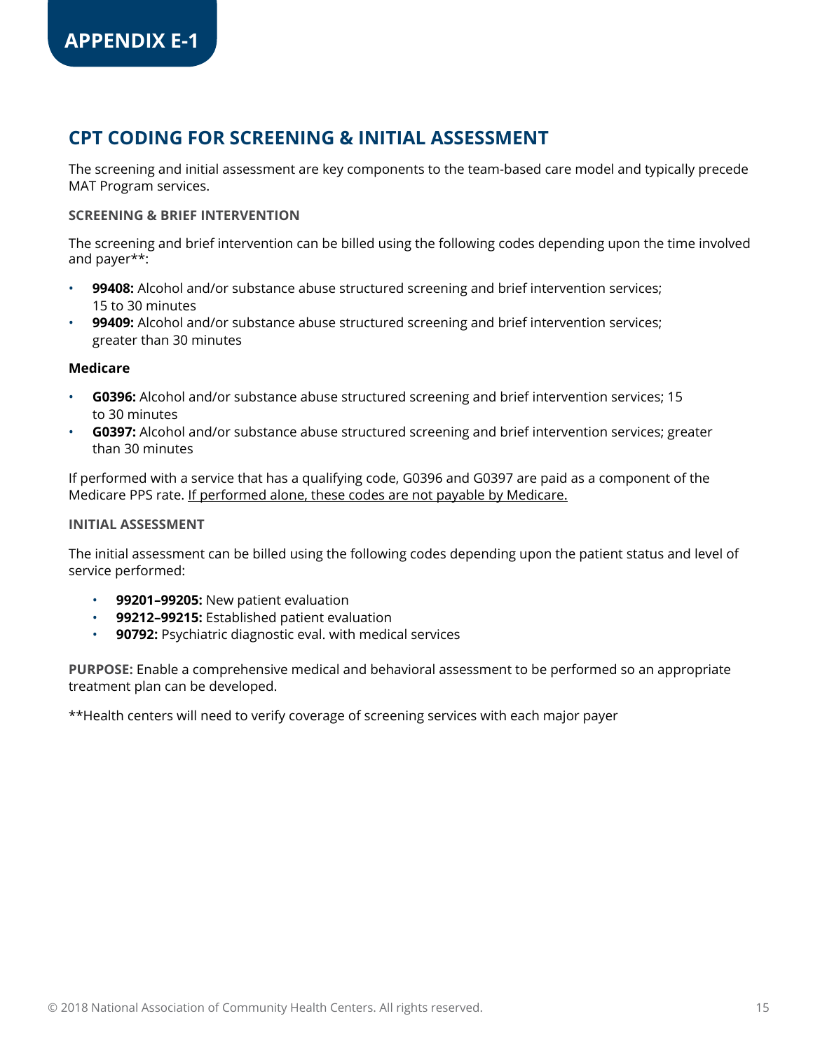# APPENDIX E-1

## CPT CODING FOR SCREENING & INITIAL ASSESSMENT

The screening and initial assessment are key components to the team-based care model and typically precede MAT Program services.

### SCREENING & BRIEF INTERVENTION

The screening and brief intervention can be billed using the following codes depending upon the time involved and payer**:

- **99408:** Alcohol and/or substance abuse structured screening and brief intervention services; 15 to 30 minutes
- **99409:** Alcohol and/or substance abuse structured screening and brief intervention services; greater than 30 minutes

**Medicare**

- **G0396:** Alcohol and/or substance abuse structured screening and brief intervention services; 15 to 30 minutes
- **G0397:** Alcohol and/or substance abuse structured screening and brief intervention services; greater than 30 minutes

If performed with a service that has a qualifying code, G0396 and G0397 are paid as a component of the Medicare PPS rate. <u>If performed alone, these codes are not payable by Medicare.</u>

### INITIAL ASSESSMENT

The initial assessment can be billed using the following codes depending upon the patient status and level of service performed:

- **99201–99205:** New patient evaluation
- **99212–99215:** Established patient evaluation
- **90792:** Psychiatric diagnostic eval. with medical services

**PURPOSE:** Enable a comprehensive medical and behavioral assessment to be performed so an appropriate treatment plan can be developed.

**Health centers will need to verify coverage of screening services with each major payer

© 2018 National Association of Community Health Centers. All rights reserved.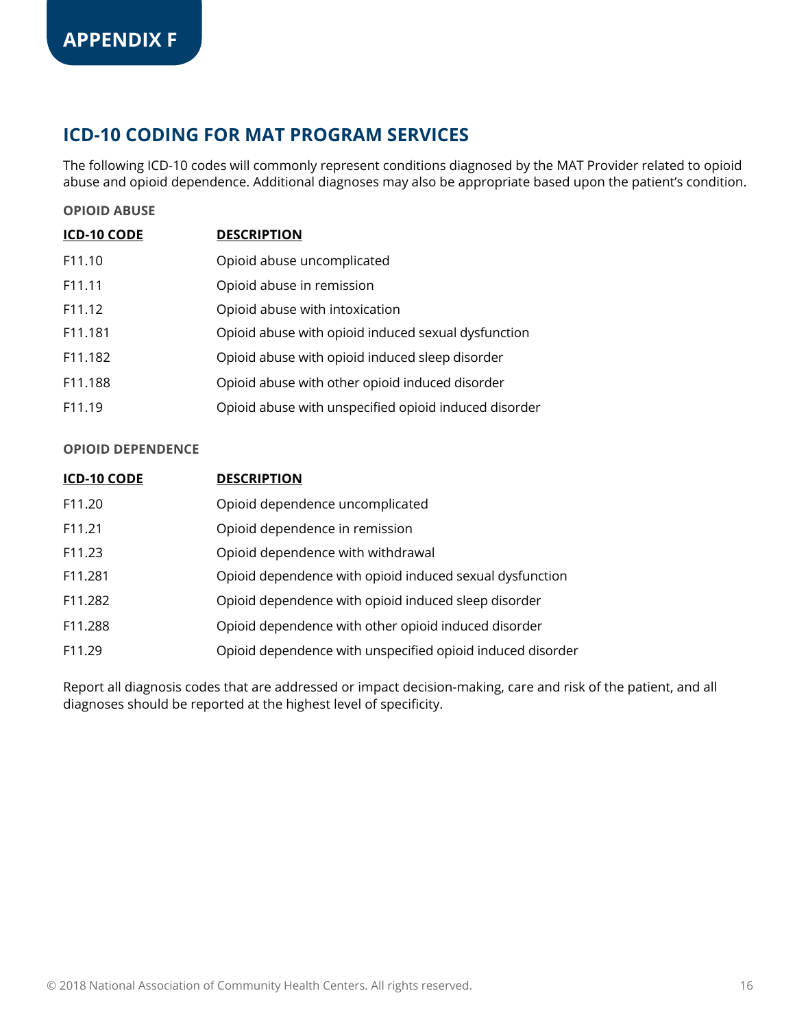# APPENDIX F

## ICD-10 CODING FOR MAT PROGRAM SERVICES

The following ICD-10 codes will commonly represent conditions diagnosed by the MAT Provider related to opioid abuse and opioid dependence. Additional diagnoses may also be appropriate based upon the patient's condition.

### OPIOID ABUSE

| ICD-10 CODE | DESCRIPTION |
|---|---|
| F11.10 | Opioid abuse uncomplicated |
| F11.11 | Opioid abuse in remission |
| F11.12 | Opioid abuse with intoxication |
| F11.181 | Opioid abuse with opioid induced sexual dysfunction |
| F11.182 | Opioid abuse with opioid induced sleep disorder |
| F11.188 | Opioid abuse with other opioid induced disorder |
| F11.19 | Opioid abuse with unspecified opioid induced disorder |

### OPIOID DEPENDENCE

| ICD-10 CODE | DESCRIPTION |
|---|---|
| F11.20 | Opioid dependence uncomplicated |
| F11.21 | Opioid dependence in remission |
| F11.23 | Opioid dependence with withdrawal |
| F11.281 | Opioid dependence with opioid induced sexual dysfunction |
| F11.282 | Opioid dependence with opioid induced sleep disorder |
| F11.288 | Opioid dependence with other opioid induced disorder |
| F11.29 | Opioid dependence with unspecified opioid induced disorder |

Report all diagnosis codes that are addressed or impact decision-making, care and risk of the patient, and all diagnoses should be reported at the highest level of specificity.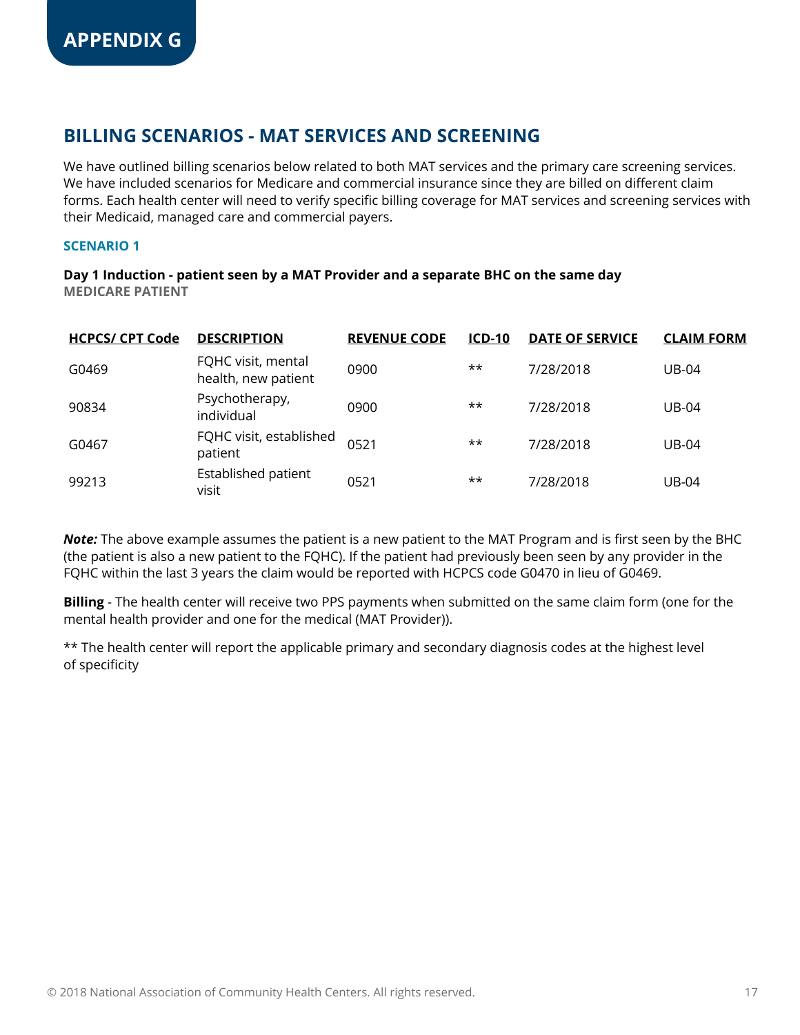# APPENDIX G

## BILLING SCENARIOS - MAT SERVICES AND SCREENING

We have outlined billing scenarios below related to both MAT services and the primary care screening services. We have included scenarios for Medicare and commercial insurance since they are billed on different claim forms. Each health center will need to verify specific billing coverage for MAT services and screening services with their Medicaid, managed care and commercial payers.

### SCENARIO 1

**Day 1 Induction - patient seen by a MAT Provider and a separate BHC on the same day**
**MEDICARE PATIENT**

| HCPCS/ CPT Code | DESCRIPTION | REVENUE CODE | ICD-10 | DATE OF SERVICE | CLAIM FORM |
|---|---|---|---|---|---|
| G0469 | FQHC visit, mental health, new patient | 0900 | ** | 7/28/2018 | UB-04 |
| 90834 | Psychotherapy, individual | 0900 | ** | 7/28/2018 | UB-04 |
| G0467 | FQHC visit, established patient | 0521 | ** | 7/28/2018 | UB-04 |
| 99213 | Established patient visit | 0521 | ** | 7/28/2018 | UB-04 |

***Note:*** The above example assumes the patient is a new patient to the MAT Program and is first seen by the BHC (the patient is also a new patient to the FQHC). If the patient had previously been seen by any provider in the FQHC within the last 3 years the claim would be reported with HCPCS code G0470 in lieu of G0469.

**Billing** - The health center will receive two PPS payments when submitted on the same claim form (one for the mental health provider and one for the medical (MAT Provider)).

** The health center will report the applicable primary and secondary diagnosis codes at the highest level of specificity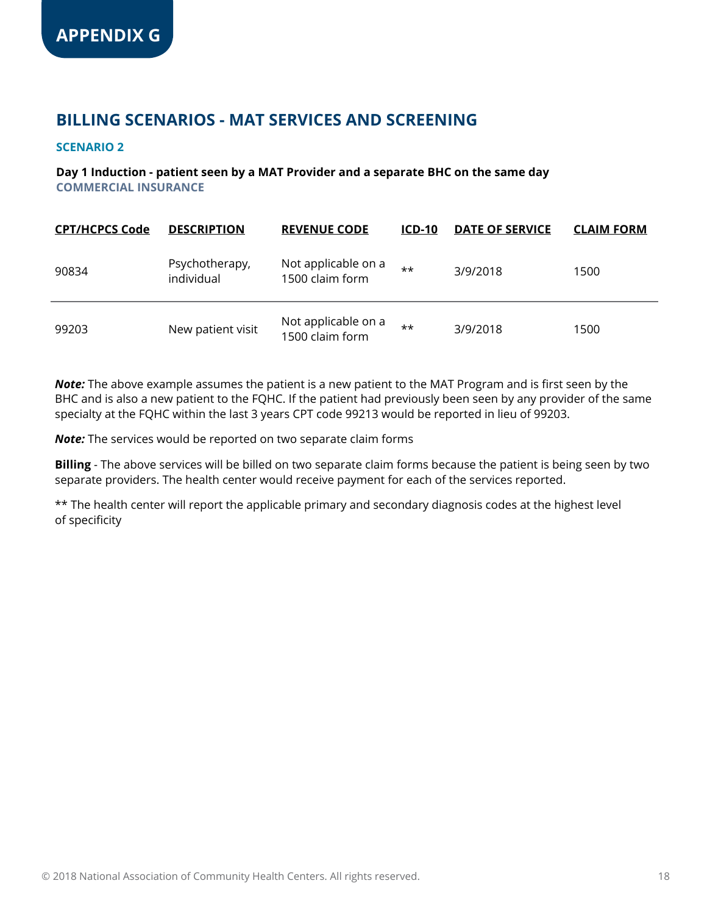# APPENDIX G

## BILLING SCENARIOS - MAT SERVICES AND SCREENING

### SCENARIO 2

**Day 1 Induction - patient seen by a MAT Provider and a separate BHC on the same day**
**COMMERCIAL INSURANCE**

| CPT/HCPCS Code | DESCRIPTION | REVENUE CODE | ICD-10 | DATE OF SERVICE | CLAIM FORM |
|---|---|---|---|---|---|
| 90834 | Psychotherapy, individual | Not applicable on a 1500 claim form | ** | 3/9/2018 | 1500 |
| 99203 | New patient visit | Not applicable on a 1500 claim form | ** | 3/9/2018 | 1500 |

***Note:*** The above example assumes the patient is a new patient to the MAT Program and is first seen by the BHC and is also a new patient to the FQHC. If the patient had previously been seen by any provider of the same specialty at the FQHC within the last 3 years CPT code 99213 would be reported in lieu of 99203.

***Note:*** The services would be reported on two separate claim forms

**Billing** - The above services will be billed on two separate claim forms because the patient is being seen by two separate providers. The health center would receive payment for each of the services reported.

** The health center will report the applicable primary and secondary diagnosis codes at the highest level of specificity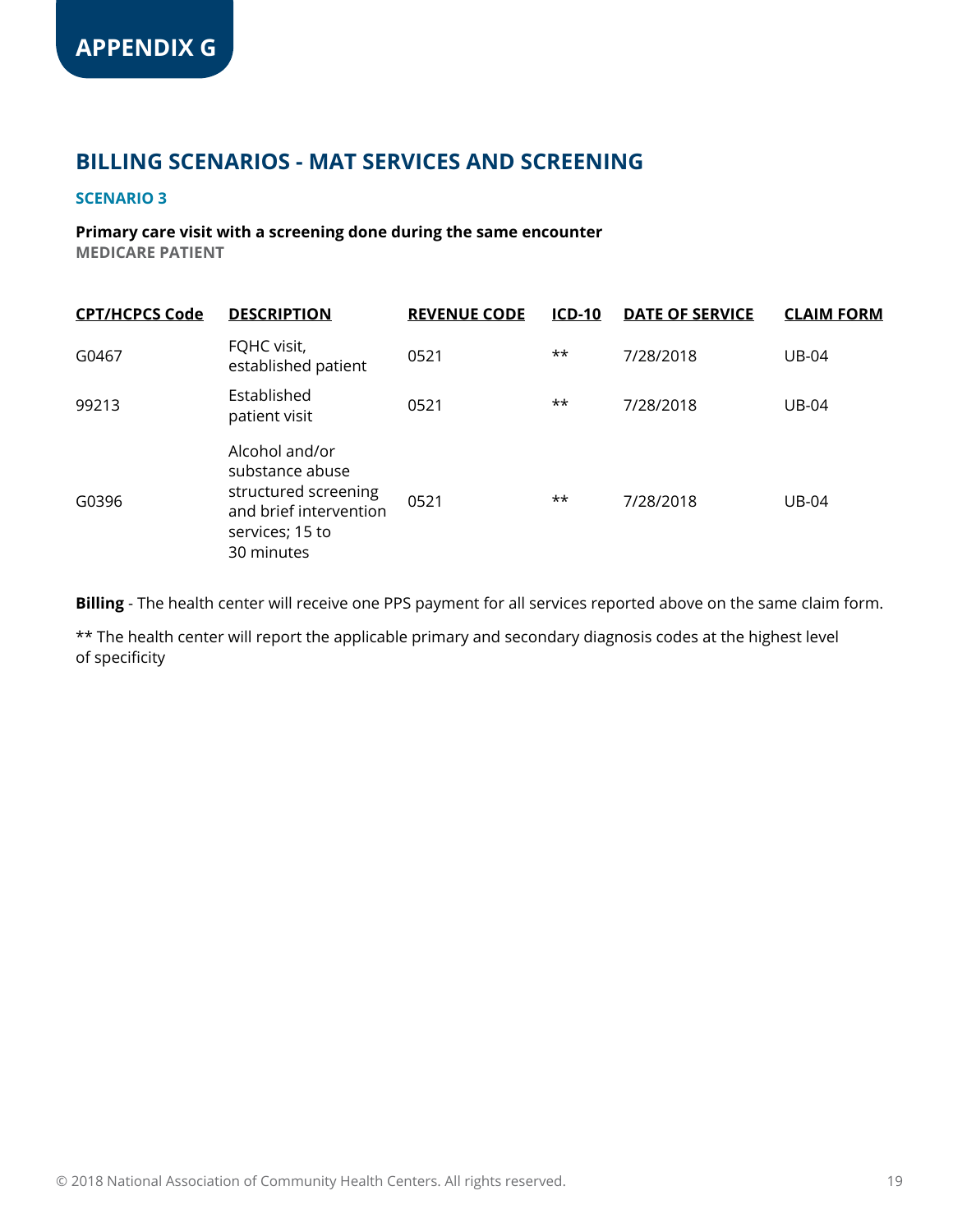# APPENDIX G

## BILLING SCENARIOS - MAT SERVICES AND SCREENING

### SCENARIO 3

**Primary care visit with a screening done during the same encounter**
**MEDICARE PATIENT**

| CPT/HCPCS Code | DESCRIPTION | REVENUE CODE | ICD-10 | DATE OF SERVICE | CLAIM FORM |
|---|---|---|---|---|---|
| G0467 | FQHC visit, established patient | 0521 | ** | 7/28/2018 | UB-04 |
| 99213 | Established patient visit | 0521 | ** | 7/28/2018 | UB-04 |
| G0396 | Alcohol and/or substance abuse structured screening and brief intervention services; 15 to 30 minutes | 0521 | ** | 7/28/2018 | UB-04 |

**Billing** - The health center will receive one PPS payment for all services reported above on the same claim form.

** The health center will report the applicable primary and secondary diagnosis codes at the highest level of specificity

© 2018 National Association of Community Health Centers. All rights reserved.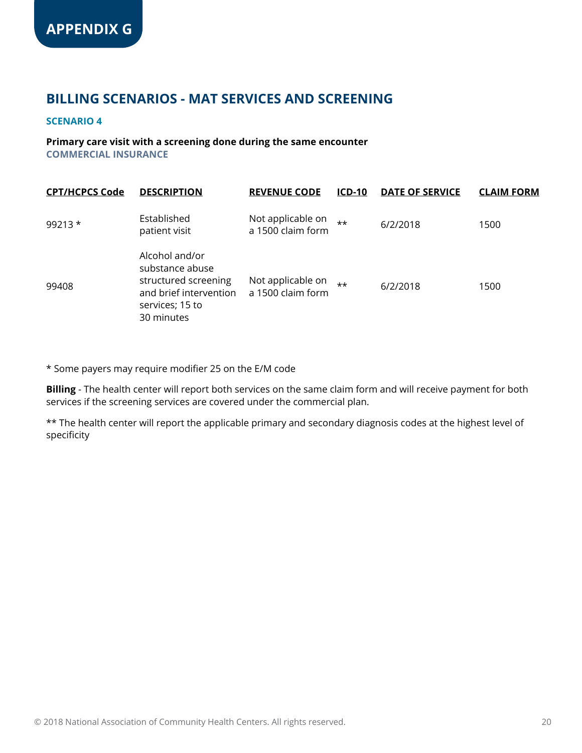# APPENDIX G

## BILLING SCENARIOS - MAT SERVICES AND SCREENING

### SCENARIO 4

**Primary care visit with a screening done during the same encounter**
**COMMERCIAL INSURANCE**

| CPT/HCPCS Code | DESCRIPTION | REVENUE CODE | ICD-10 | DATE OF SERVICE | CLAIM FORM |
|---|---|---|---|---|---|
| 99213 * | Established patient visit | Not applicable on a 1500 claim form | ** | 6/2/2018 | 1500 |
| 99408 | Alcohol and/or substance abuse structured screening and brief intervention services; 15 to 30 minutes | Not applicable on a 1500 claim form | ** | 6/2/2018 | 1500 |

* Some payers may require modifier 25 on the E/M code

**Billing** - The health center will report both services on the same claim form and will receive payment for both services if the screening services are covered under the commercial plan.

** The health center will report the applicable primary and secondary diagnosis codes at the highest level of specificity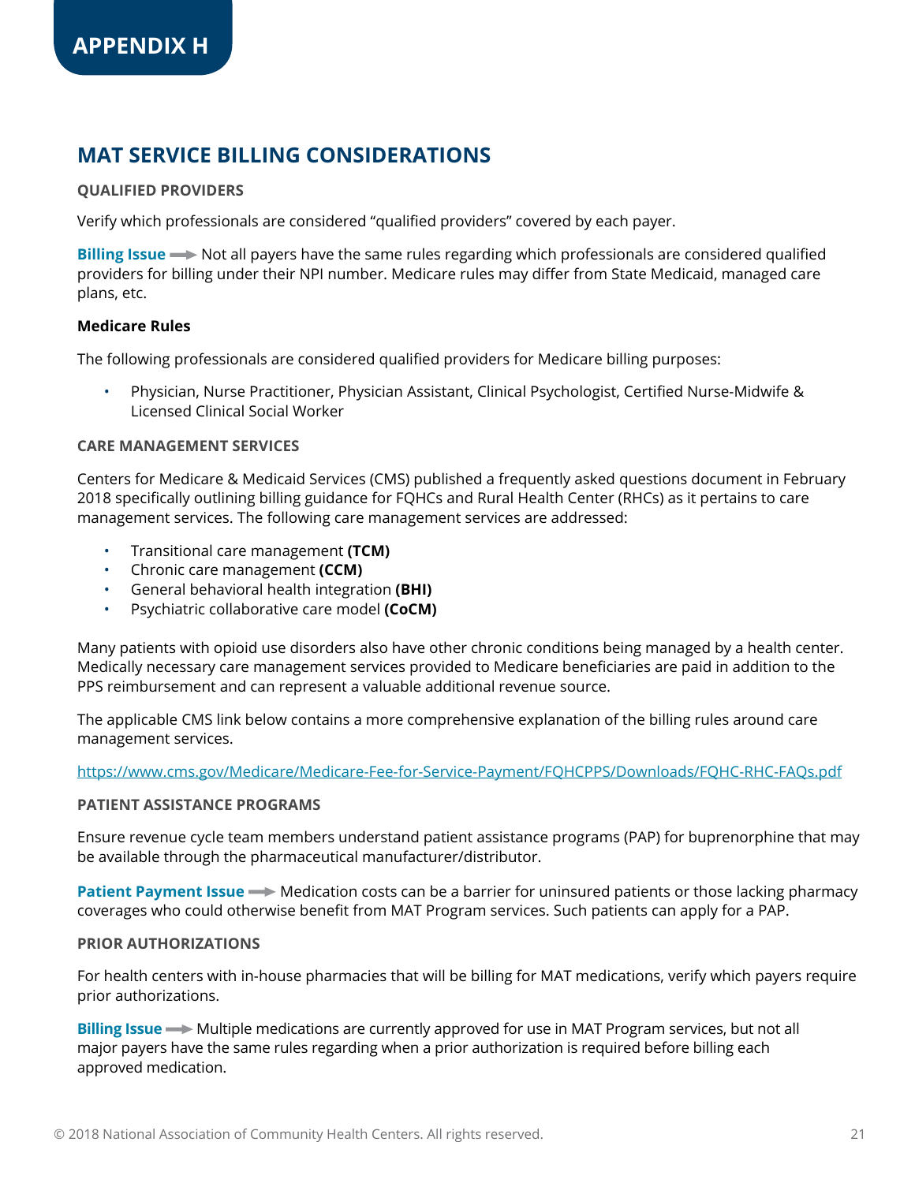# APPENDIX H

## MAT SERVICE BILLING CONSIDERATIONS

### QUALIFIED PROVIDERS

Verify which professionals are considered "qualified providers" covered by each payer.

**Billing Issue** ➡ Not all payers have the same rules regarding which professionals are considered qualified providers for billing under their NPI number. Medicare rules may differ from State Medicaid, managed care plans, etc.

**Medicare Rules**

The following professionals are considered qualified providers for Medicare billing purposes:

- Physician, Nurse Practitioner, Physician Assistant, Clinical Psychologist, Certified Nurse-Midwife & Licensed Clinical Social Worker

### CARE MANAGEMENT SERVICES

Centers for Medicare & Medicaid Services (CMS) published a frequently asked questions document in February 2018 specifically outlining billing guidance for FQHCs and Rural Health Center (RHCs) as it pertains to care management services. The following care management services are addressed:

- Transitional care management **(TCM)**
- Chronic care management **(CCM)**
- General behavioral health integration **(BHI)**
- Psychiatric collaborative care model **(CoCM)**

Many patients with opioid use disorders also have other chronic conditions being managed by a health center. Medically necessary care management services provided to Medicare beneficiaries are paid in addition to the PPS reimbursement and can represent a valuable additional revenue source.

The applicable CMS link below contains a more comprehensive explanation of the billing rules around care management services.

https://www.cms.gov/Medicare/Medicare-Fee-for-Service-Payment/FQHCPPS/Downloads/FQHC-RHC-FAQs.pdf

### PATIENT ASSISTANCE PROGRAMS

Ensure revenue cycle team members understand patient assistance programs (PAP) for buprenorphine that may be available through the pharmaceutical manufacturer/distributor.

**Patient Payment Issue** ➡ Medication costs can be a barrier for uninsured patients or those lacking pharmacy coverages who could otherwise benefit from MAT Program services. Such patients can apply for a PAP.

### PRIOR AUTHORIZATIONS

For health centers with in-house pharmacies that will be billing for MAT medications, verify which payers require prior authorizations.

**Billing Issue** ➡ Multiple medications are currently approved for use in MAT Program services, but not all major payers have the same rules regarding when a prior authorization is required before billing each approved medication.

© 2018 National Association of Community Health Centers. All rights reserved.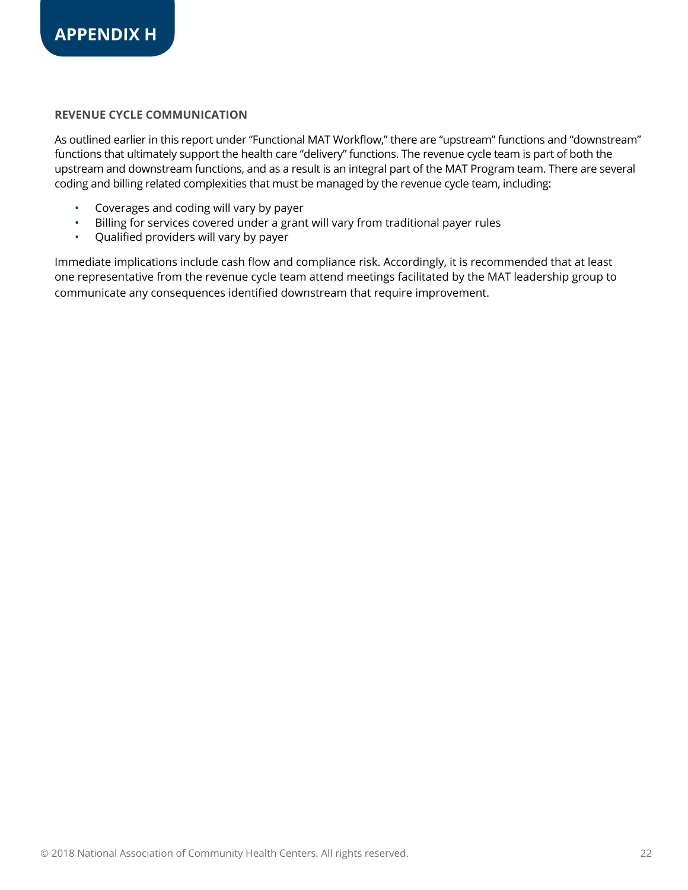# APPENDIX H

## REVENUE CYCLE COMMUNICATION

As outlined earlier in this report under "Functional MAT Workflow," there are "upstream" functions and "downstream" functions that ultimately support the health care "delivery" functions. The revenue cycle team is part of both the upstream and downstream functions, and as a result is an integral part of the MAT Program team. There are several coding and billing related complexities that must be managed by the revenue cycle team, including:

- Coverages and coding will vary by payer
- Billing for services covered under a grant will vary from traditional payer rules
- Qualified providers will vary by payer

Immediate implications include cash flow and compliance risk. Accordingly, it is recommended that at least one representative from the revenue cycle team attend meetings facilitated by the MAT leadership group to communicate any consequences identified downstream that require improvement.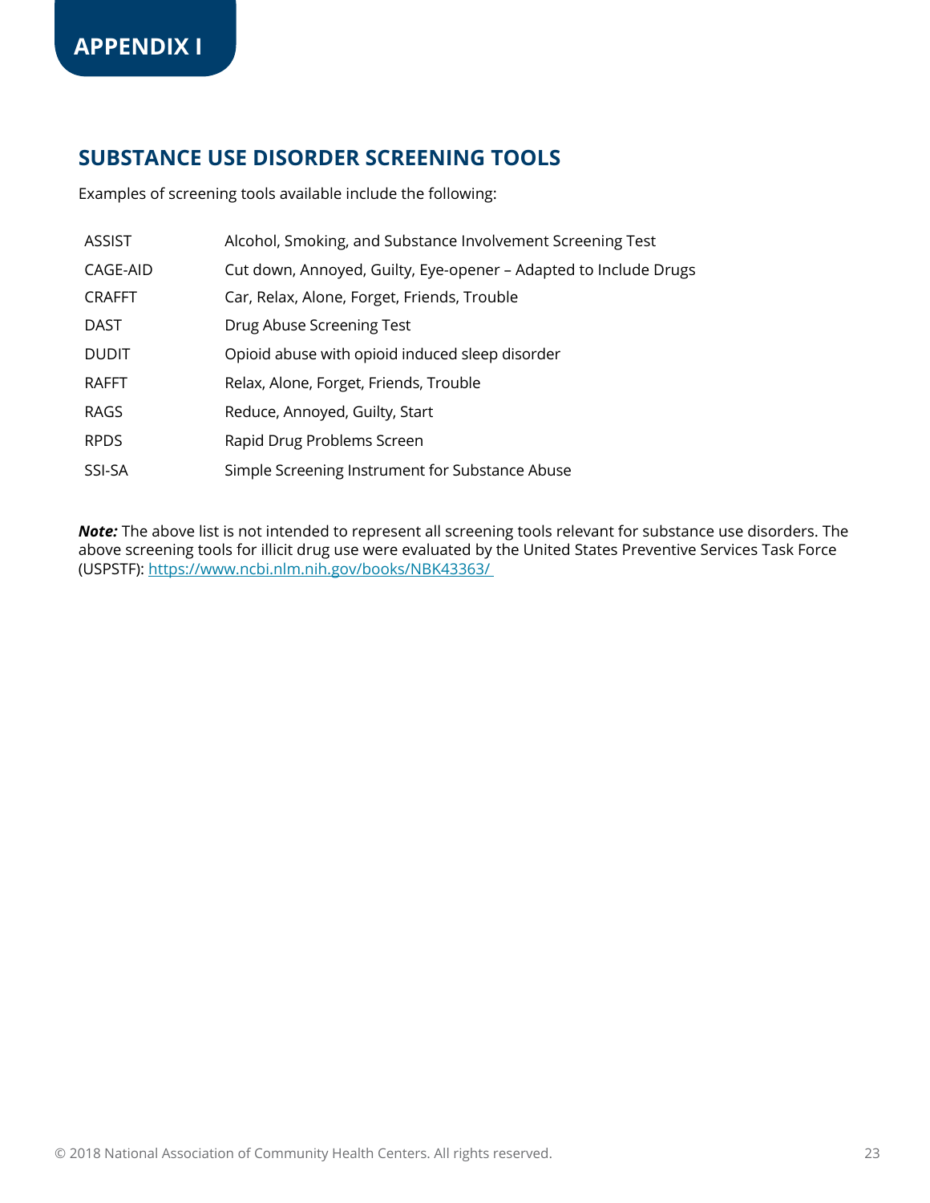# APPENDIX I

## SUBSTANCE USE DISORDER SCREENING TOOLS

Examples of screening tools available include the following:

| | |
|---|---|
| ASSIST | Alcohol, Smoking, and Substance Involvement Screening Test |
| CAGE-AID | Cut down, Annoyed, Guilty, Eye-opener – Adapted to Include Drugs |
| CRAFFT | Car, Relax, Alone, Forget, Friends, Trouble |
| DAST | Drug Abuse Screening Test |
| DUDIT | Opioid abuse with opioid induced sleep disorder |
| RAFFT | Relax, Alone, Forget, Friends, Trouble |
| RAGS | Reduce, Annoyed, Guilty, Start |
| RPDS | Rapid Drug Problems Screen |
| SSI-SA | Simple Screening Instrument for Substance Abuse |

***Note:*** The above list is not intended to represent all screening tools relevant for substance use disorders. The above screening tools for illicit drug use were evaluated by the United States Preventive Services Task Force (USPSTF): https://www.ncbi.nlm.nih.gov/books/NBK43363/

© 2018 National Association of Community Health Centers. All rights reserved.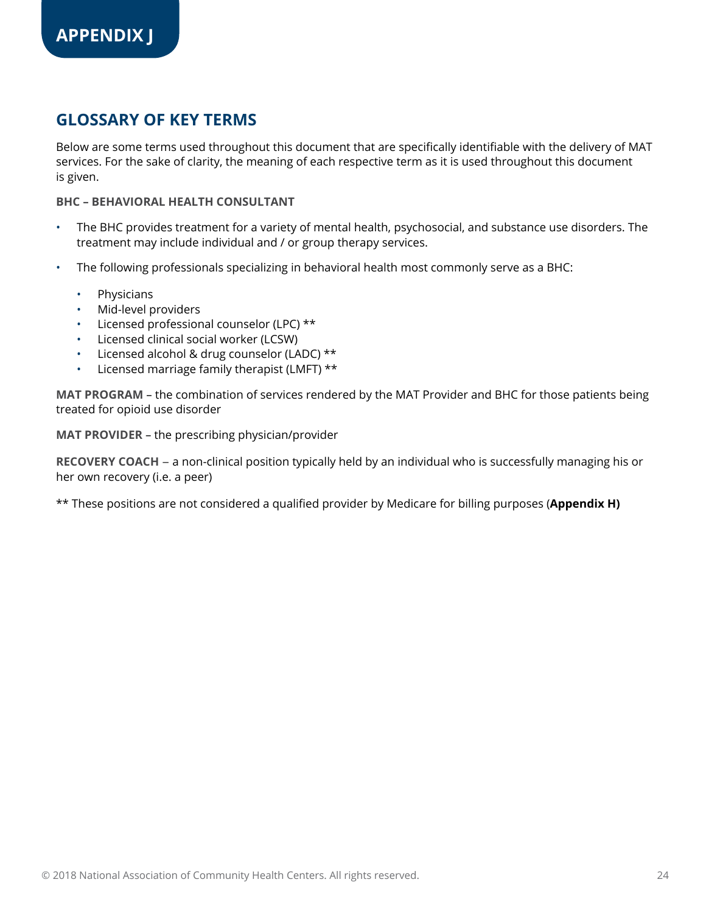# APPENDIX J

## GLOSSARY OF KEY TERMS

Below are some terms used throughout this document that are specifically identifiable with the delivery of MAT services. For the sake of clarity, the meaning of each respective term as it is used throughout this document is given.

**BHC – BEHAVIORAL HEALTH CONSULTANT**

- The BHC provides treatment for a variety of mental health, psychosocial, and substance use disorders. The treatment may include individual and / or group therapy services.
- The following professionals specializing in behavioral health most commonly serve as a BHC:
  - Physicians
  - Mid-level providers
  - Licensed professional counselor (LPC) **
  - Licensed clinical social worker (LCSW)
  - Licensed alcohol & drug counselor (LADC) **
  - Licensed marriage family therapist (LMFT) **

**MAT PROGRAM** – the combination of services rendered by the MAT Provider and BHC for those patients being treated for opioid use disorder

**MAT PROVIDER** – the prescribing physician/provider

**RECOVERY COACH** – a non-clinical position typically held by an individual who is successfully managing his or her own recovery (i.e. a peer)

** These positions are not considered a qualified provider by Medicare for billing purposes (**Appendix H)**

© 2018 National Association of Community Health Centers. All rights reserved.